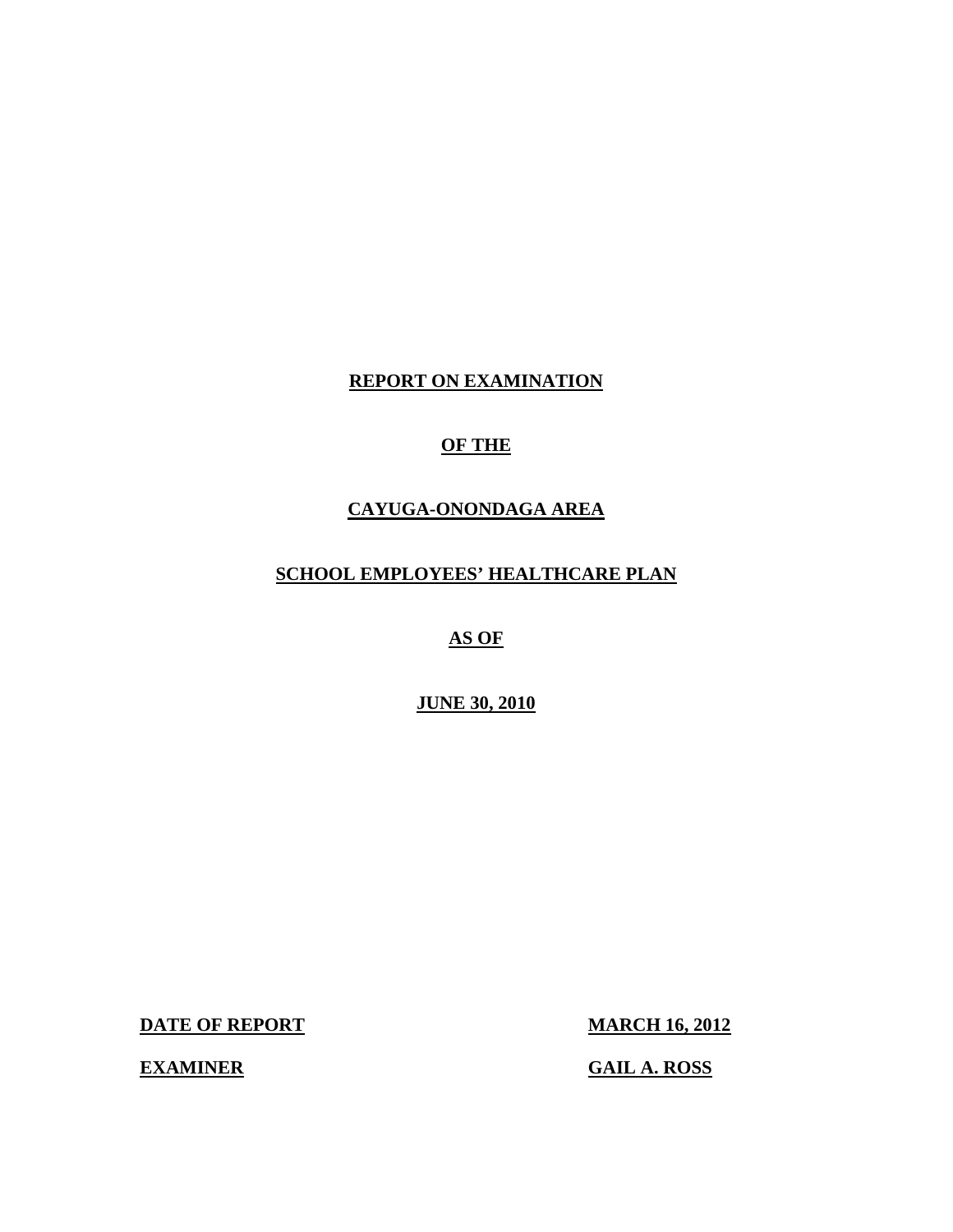# REPORT ON EXAMINATION

# OF THE

# CAYUGA-ONONDAGA AREA

# SCHOOL EMPLOYEES' HEALTHCARE PLAN

# AS OF

# JUNE 30, 2010

**DATE OF REPORT** **MARCH 16, 2012**

**EXAMINER** **GAIL A. ROSS**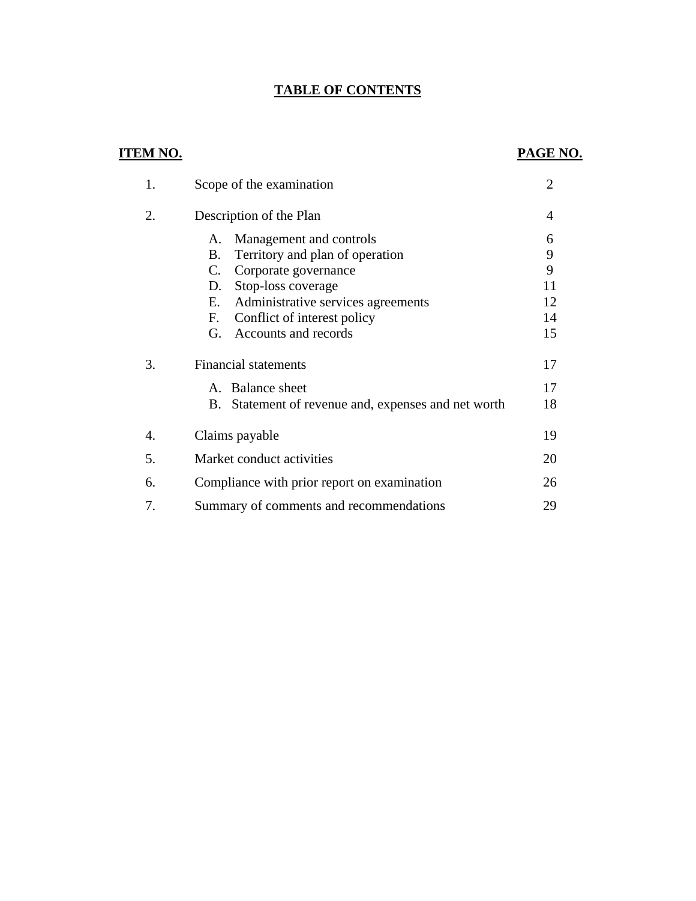# TABLE OF CONTENTS

| ITEM NO. | | PAGE NO. |
|---|---|---|
| 1. | Scope of the examination | 2 |
| 2. | Description of the Plan | 4 |
| | A. Management and controls | 6 |
| | B. Territory and plan of operation | 9 |
| | C. Corporate governance | 9 |
| | D. Stop-loss coverage | 11 |
| | E. Administrative services agreements | 12 |
| | F. Conflict of interest policy | 14 |
| | G. Accounts and records | 15 |
| 3. | Financial statements | 17 |
| | A. Balance sheet | 17 |
| | B. Statement of revenue and, expenses and net worth | 18 |
| 4. | Claims payable | 19 |
| 5. | Market conduct activities | 20 |
| 6. | Compliance with prior report on examination | 26 |
| 7. | Summary of comments and recommendations | 29 |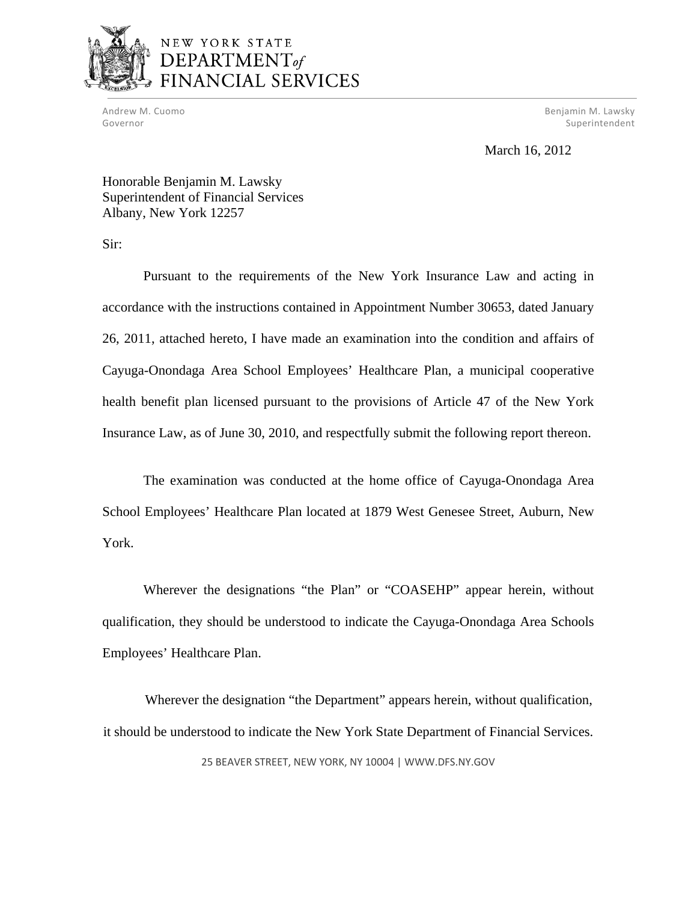NEW YORK STATE
DEPARTMENT *of*
FINANCIAL SERVICES

Andrew M. Cuomo
Governor

Benjamin M. Lawsky
Superintendent

March 16, 2012

Honorable Benjamin M. Lawsky
Superintendent of Financial Services
Albany, New York 12257

Sir:

Pursuant to the requirements of the New York Insurance Law and acting in accordance with the instructions contained in Appointment Number 30653, dated January 26, 2011, attached hereto, I have made an examination into the condition and affairs of Cayuga-Onondaga Area School Employees' Healthcare Plan, a municipal cooperative health benefit plan licensed pursuant to the provisions of Article 47 of the New York Insurance Law, as of June 30, 2010, and respectfully submit the following report thereon.

The examination was conducted at the home office of Cayuga-Onondaga Area School Employees' Healthcare Plan located at 1879 West Genesee Street, Auburn, New York.

Wherever the designations "the Plan" or "COASEHP" appear herein, without qualification, they should be understood to indicate the Cayuga-Onondaga Area Schools Employees' Healthcare Plan.

Wherever the designation "the Department" appears herein, without qualification, it should be understood to indicate the New York State Department of Financial Services.

25 BEAVER STREET, NEW YORK, NY 10004 | WWW.DFS.NY.GOV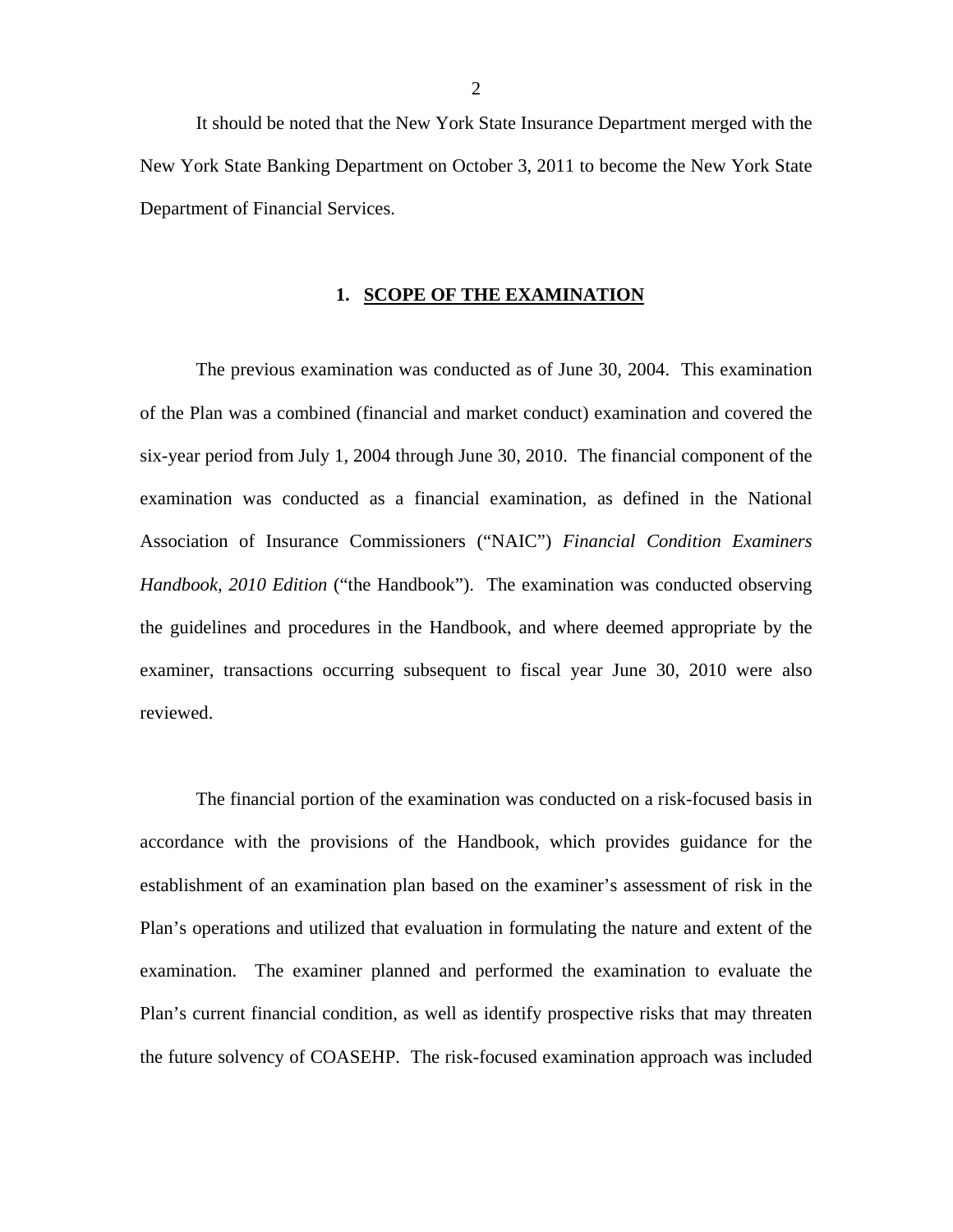It should be noted that the New York State Insurance Department merged with the New York State Banking Department on October 3, 2011 to become the New York State Department of Financial Services.

## 1. SCOPE OF THE EXAMINATION

The previous examination was conducted as of June 30, 2004. This examination of the Plan was a combined (financial and market conduct) examination and covered the six-year period from July 1, 2004 through June 30, 2010. The financial component of the examination was conducted as a financial examination, as defined in the National Association of Insurance Commissioners ("NAIC") *Financial Condition Examiners Handbook, 2010 Edition* ("the Handbook"). The examination was conducted observing the guidelines and procedures in the Handbook, and where deemed appropriate by the examiner, transactions occurring subsequent to fiscal year June 30, 2010 were also reviewed.

The financial portion of the examination was conducted on a risk-focused basis in accordance with the provisions of the Handbook, which provides guidance for the establishment of an examination plan based on the examiner's assessment of risk in the Plan's operations and utilized that evaluation in formulating the nature and extent of the examination. The examiner planned and performed the examination to evaluate the Plan's current financial condition, as well as identify prospective risks that may threaten the future solvency of COASEHP. The risk-focused examination approach was included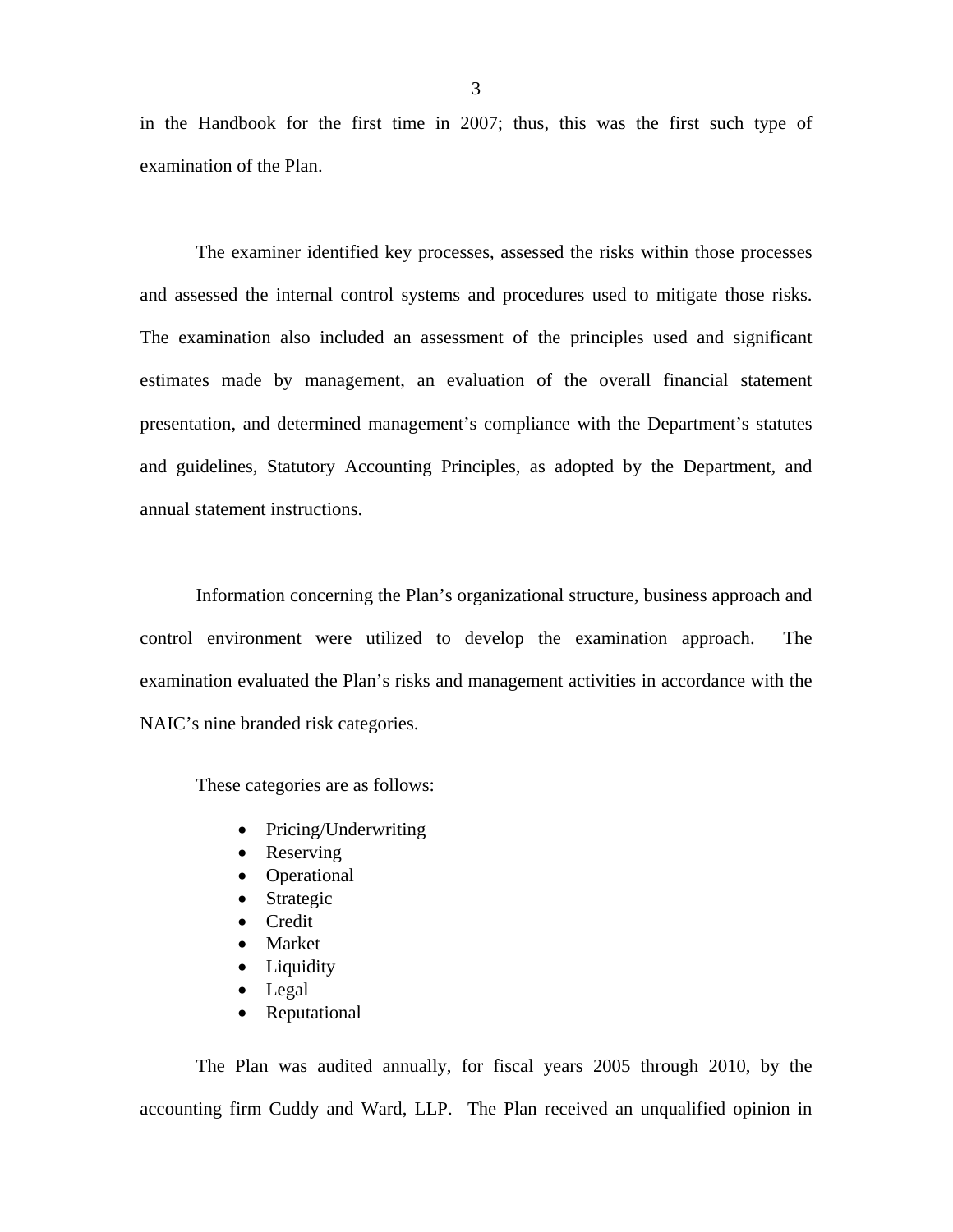in the Handbook for the first time in 2007; thus, this was the first such type of examination of the Plan.

The examiner identified key processes, assessed the risks within those processes and assessed the internal control systems and procedures used to mitigate those risks. The examination also included an assessment of the principles used and significant estimates made by management, an evaluation of the overall financial statement presentation, and determined management's compliance with the Department's statutes and guidelines, Statutory Accounting Principles, as adopted by the Department, and annual statement instructions.

Information concerning the Plan's organizational structure, business approach and control environment were utilized to develop the examination approach. The examination evaluated the Plan's risks and management activities in accordance with the NAIC's nine branded risk categories.

These categories are as follows:

- Pricing/Underwriting
- Reserving
- Operational
- Strategic
- Credit
- Market
- Liquidity
- Legal
- Reputational

The Plan was audited annually, for fiscal years 2005 through 2010, by the accounting firm Cuddy and Ward, LLP. The Plan received an unqualified opinion in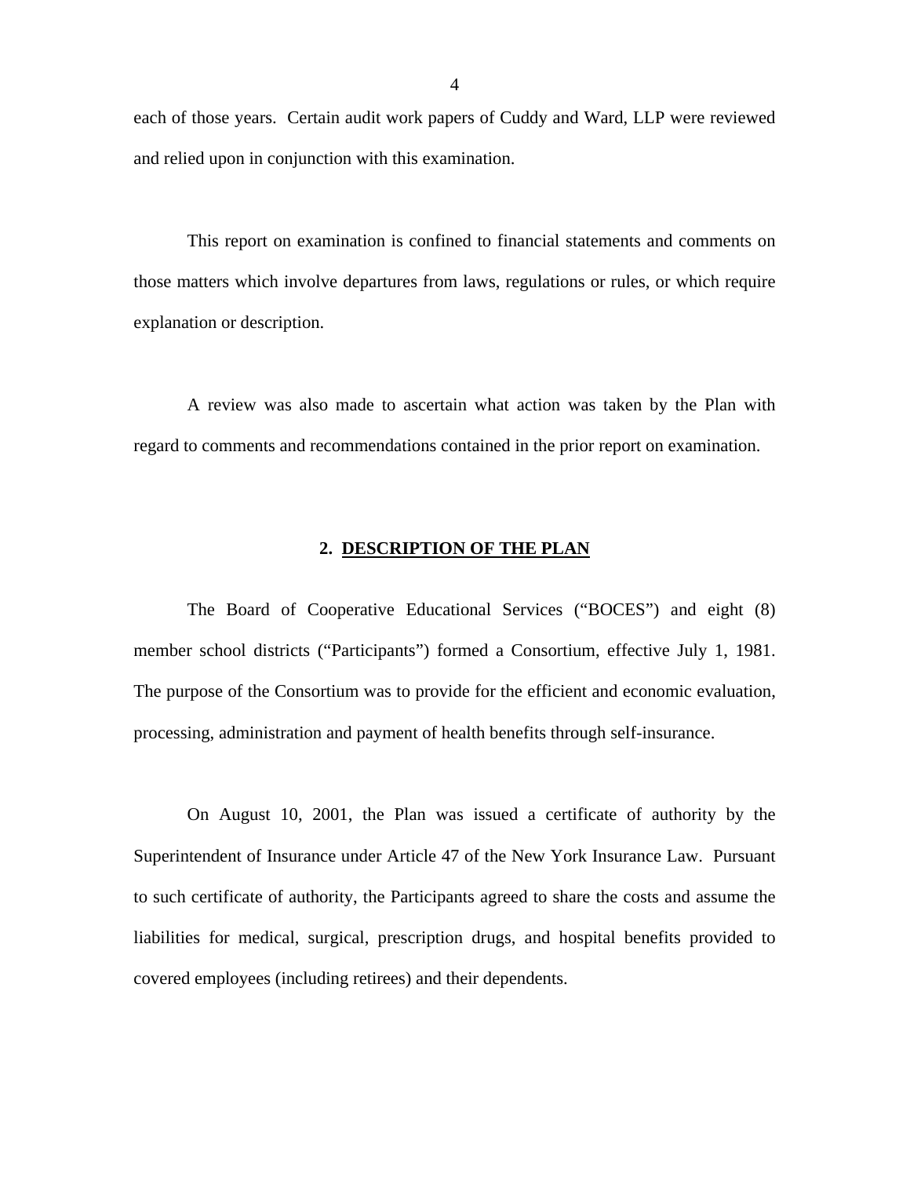each of those years. Certain audit work papers of Cuddy and Ward, LLP were reviewed and relied upon in conjunction with this examination.

This report on examination is confined to financial statements and comments on those matters which involve departures from laws, regulations or rules, or which require explanation or description.

A review was also made to ascertain what action was taken by the Plan with regard to comments and recommendations contained in the prior report on examination.

## 2. DESCRIPTION OF THE PLAN

The Board of Cooperative Educational Services ("BOCES") and eight (8) member school districts ("Participants") formed a Consortium, effective July 1, 1981. The purpose of the Consortium was to provide for the efficient and economic evaluation, processing, administration and payment of health benefits through self-insurance.

On August 10, 2001, the Plan was issued a certificate of authority by the Superintendent of Insurance under Article 47 of the New York Insurance Law. Pursuant to such certificate of authority, the Participants agreed to share the costs and assume the liabilities for medical, surgical, prescription drugs, and hospital benefits provided to covered employees (including retirees) and their dependents.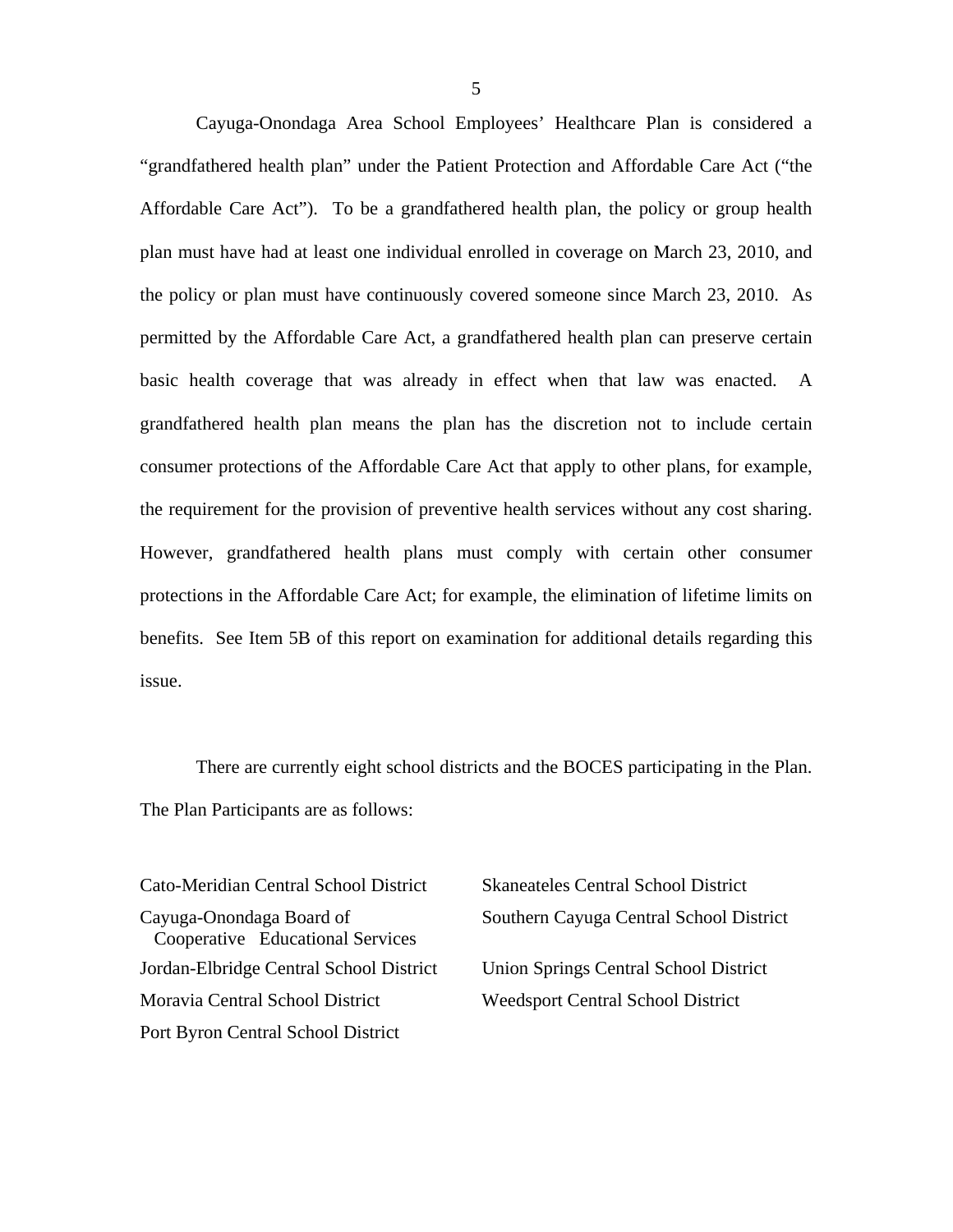Cayuga-Onondaga Area School Employees' Healthcare Plan is considered a "grandfathered health plan" under the Patient Protection and Affordable Care Act ("the Affordable Care Act"). To be a grandfathered health plan, the policy or group health plan must have had at least one individual enrolled in coverage on March 23, 2010, and the policy or plan must have continuously covered someone since March 23, 2010. As permitted by the Affordable Care Act, a grandfathered health plan can preserve certain basic health coverage that was already in effect when that law was enacted. A grandfathered health plan means the plan has the discretion not to include certain consumer protections of the Affordable Care Act that apply to other plans, for example, the requirement for the provision of preventive health services without any cost sharing. However, grandfathered health plans must comply with certain other consumer protections in the Affordable Care Act; for example, the elimination of lifetime limits on benefits. See Item 5B of this report on examination for additional details regarding this issue.

There are currently eight school districts and the BOCES participating in the Plan. The Plan Participants are as follows:

- Cato-Meridian Central School District
- Cayuga-Onondaga Board of Cooperative Educational Services
- Jordan-Elbridge Central School District
- Moravia Central School District
- Port Byron Central School District
- Skaneateles Central School District
- Southern Cayuga Central School District
- Union Springs Central School District
- Weedsport Central School District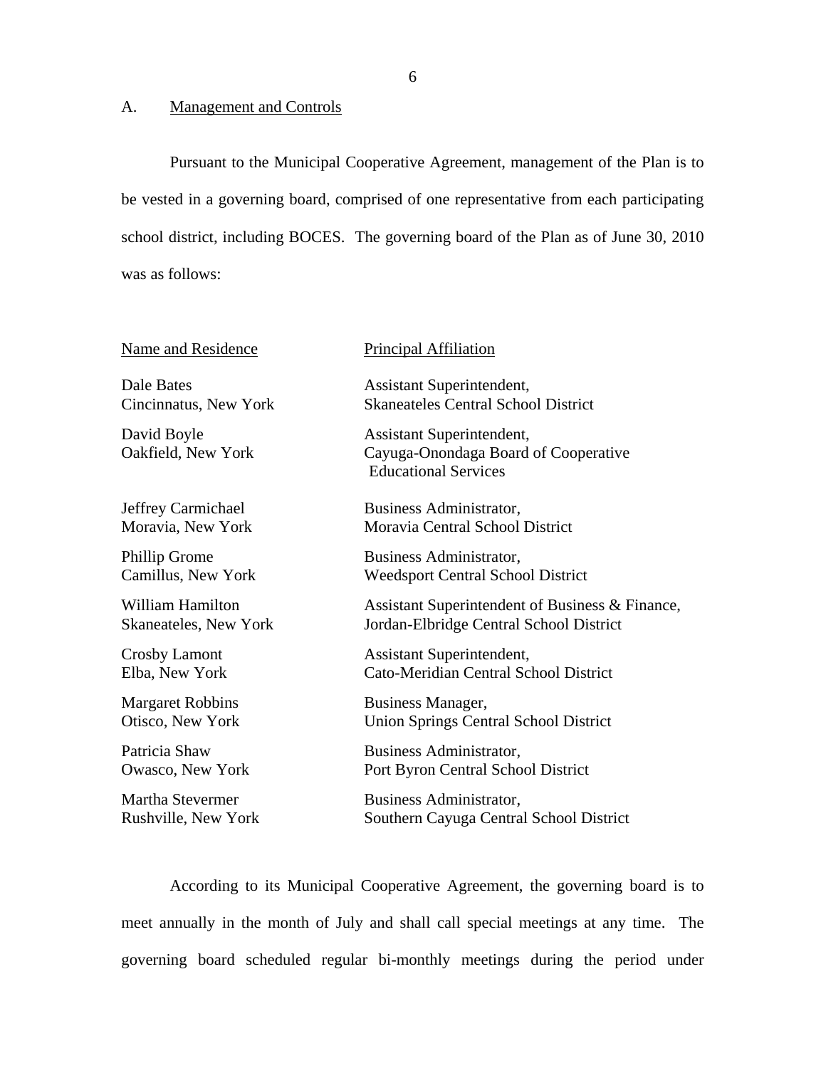## A. Management and Controls

Pursuant to the Municipal Cooperative Agreement, management of the Plan is to be vested in a governing board, comprised of one representative from each participating school district, including BOCES. The governing board of the Plan as of June 30, 2010 was as follows:

| Name and Residence | Principal Affiliation |
| --- | --- |
| Dale Bates<br>Cincinnatus, New York | Assistant Superintendent,<br>Skaneateles Central School District |
| David Boyle<br>Oakfield, New York | Assistant Superintendent,<br>Cayuga-Onondaga Board of Cooperative Educational Services |
| Jeffrey Carmichael<br>Moravia, New York | Business Administrator,<br>Moravia Central School District |
| Phillip Grome<br>Camillus, New York | Business Administrator,<br>Weedsport Central School District |
| William Hamilton<br>Skaneateles, New York | Assistant Superintendent of Business & Finance,<br>Jordan-Elbridge Central School District |
| Crosby Lamont<br>Elba, New York | Assistant Superintendent,<br>Cato-Meridian Central School District |
| Margaret Robbins<br>Otisco, New York | Business Manager,<br>Union Springs Central School District |
| Patricia Shaw<br>Owasco, New York | Business Administrator,<br>Port Byron Central School District |
| Martha Stevermer<br>Rushville, New York | Business Administrator,<br>Southern Cayuga Central School District |

According to its Municipal Cooperative Agreement, the governing board is to meet annually in the month of July and shall call special meetings at any time. The governing board scheduled regular bi-monthly meetings during the period under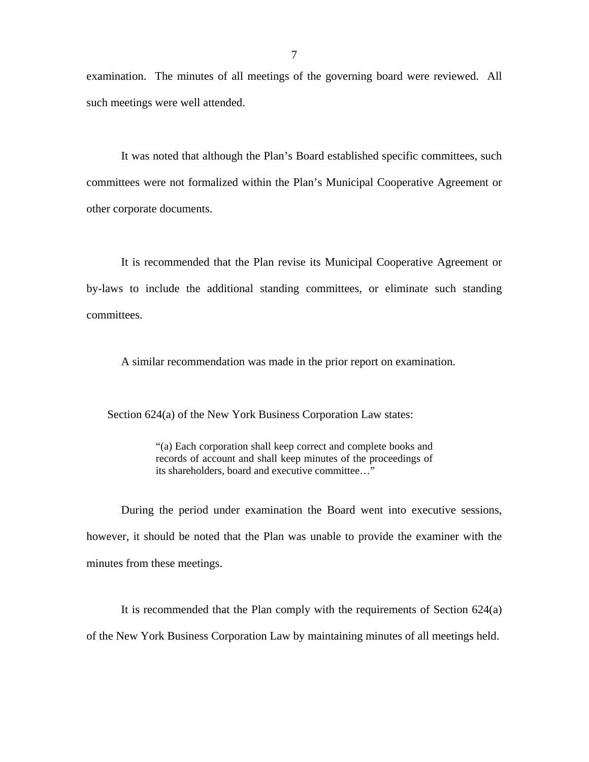examination. The minutes of all meetings of the governing board were reviewed. All such meetings were well attended.

It was noted that although the Plan's Board established specific committees, such committees were not formalized within the Plan's Municipal Cooperative Agreement or other corporate documents.

It is recommended that the Plan revise its Municipal Cooperative Agreement or by-laws to include the additional standing committees, or eliminate such standing committees.

A similar recommendation was made in the prior report on examination.

Section 624(a) of the New York Business Corporation Law states:

> "(a) Each corporation shall keep correct and complete books and records of account and shall keep minutes of the proceedings of its shareholders, board and executive committee…"

During the period under examination the Board went into executive sessions, however, it should be noted that the Plan was unable to provide the examiner with the minutes from these meetings.

It is recommended that the Plan comply with the requirements of Section 624(a) of the New York Business Corporation Law by maintaining minutes of all meetings held.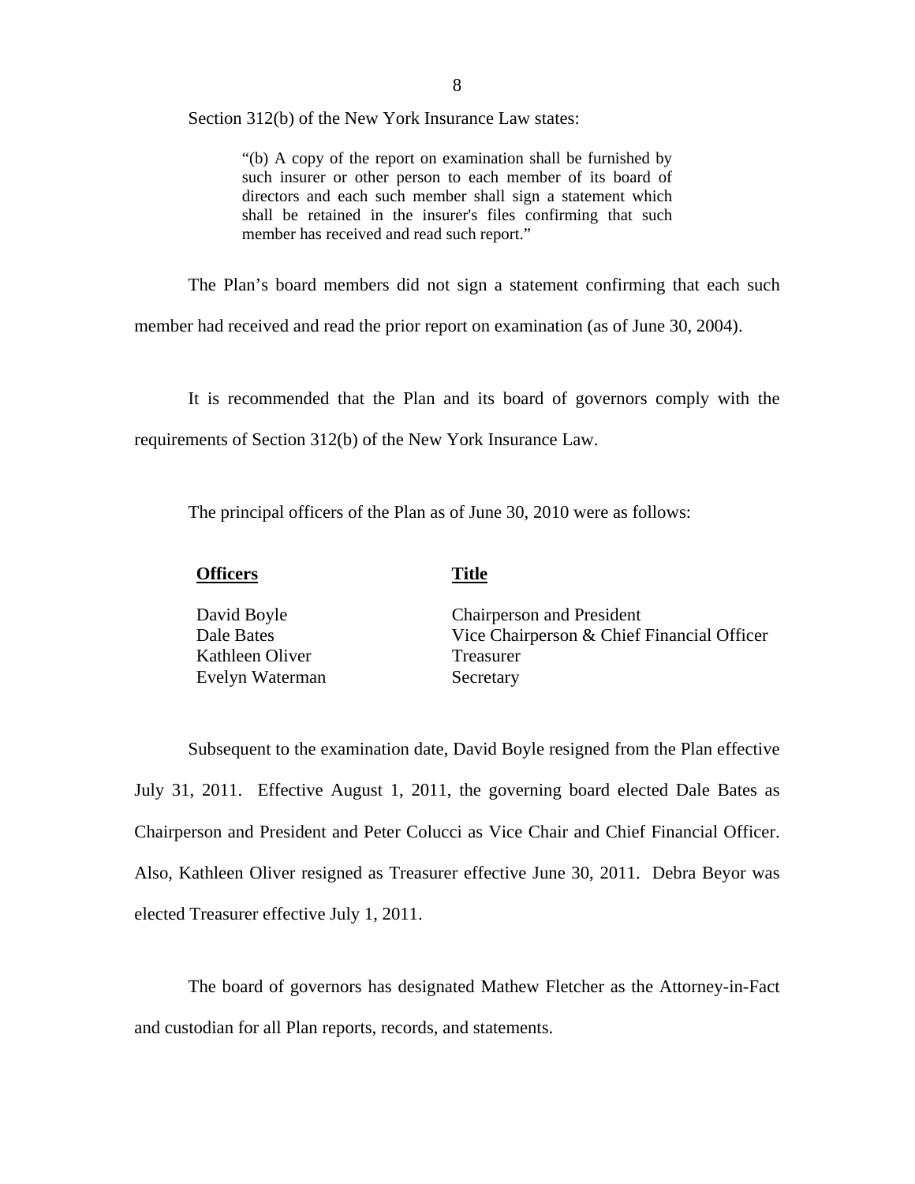Section 312(b) of the New York Insurance Law states:

> "(b) A copy of the report on examination shall be furnished by such insurer or other person to each member of its board of directors and each such member shall sign a statement which shall be retained in the insurer's files confirming that such member has received and read such report."

The Plan's board members did not sign a statement confirming that each such member had received and read the prior report on examination (as of June 30, 2004).

It is recommended that the Plan and its board of governors comply with the requirements of Section 312(b) of the New York Insurance Law.

The principal officers of the Plan as of June 30, 2010 were as follows:

| **Officers** | **Title** |
|---|---|
| David Boyle | Chairperson and President |
| Dale Bates | Vice Chairperson & Chief Financial Officer |
| Kathleen Oliver | Treasurer |
| Evelyn Waterman | Secretary |

Subsequent to the examination date, David Boyle resigned from the Plan effective July 31, 2011. Effective August 1, 2011, the governing board elected Dale Bates as Chairperson and President and Peter Colucci as Vice Chair and Chief Financial Officer. Also, Kathleen Oliver resigned as Treasurer effective June 30, 2011. Debra Beyor was elected Treasurer effective July 1, 2011.

The board of governors has designated Mathew Fletcher as the Attorney-in-Fact and custodian for all Plan reports, records, and statements.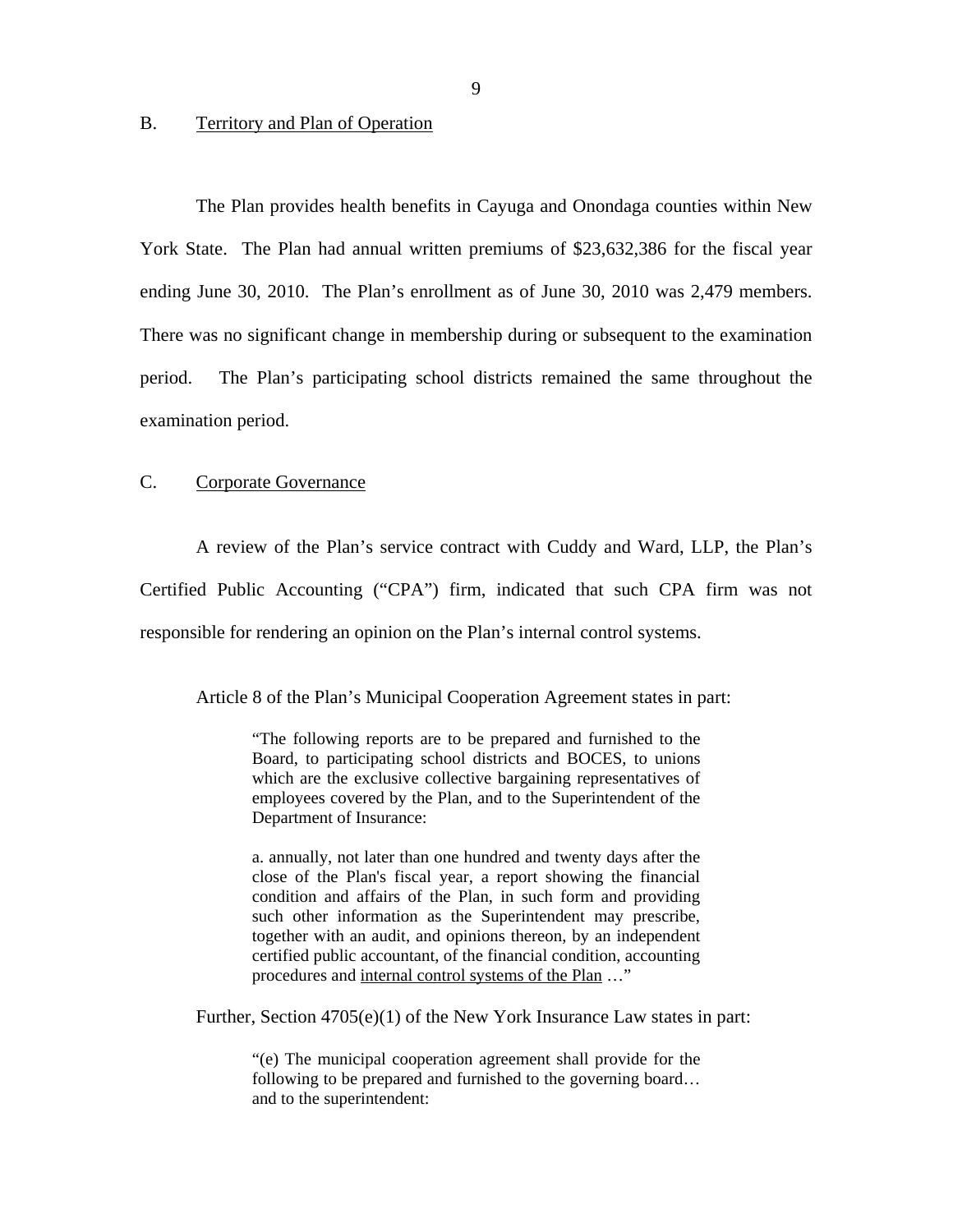## B. Territory and Plan of Operation

The Plan provides health benefits in Cayuga and Onondaga counties within New York State. The Plan had annual written premiums of $23,632,386 for the fiscal year ending June 30, 2010. The Plan's enrollment as of June 30, 2010 was 2,479 members. There was no significant change in membership during or subsequent to the examination period. The Plan's participating school districts remained the same throughout the examination period.

## C. Corporate Governance

A review of the Plan's service contract with Cuddy and Ward, LLP, the Plan's Certified Public Accounting ("CPA") firm, indicated that such CPA firm was not responsible for rendering an opinion on the Plan's internal control systems.

Article 8 of the Plan's Municipal Cooperation Agreement states in part:

> "The following reports are to be prepared and furnished to the Board, to participating school districts and BOCES, to unions which are the exclusive collective bargaining representatives of employees covered by the Plan, and to the Superintendent of the Department of Insurance:
>
> a. annually, not later than one hundred and twenty days after the close of the Plan's fiscal year, a report showing the financial condition and affairs of the Plan, in such form and providing such other information as the Superintendent may prescribe, together with an audit, and opinions thereon, by an independent certified public accountant, of the financial condition, accounting procedures and <u>internal control systems of the Plan</u> …"

Further, Section 4705(e)(1) of the New York Insurance Law states in part:

> "(e) The municipal cooperation agreement shall provide for the following to be prepared and furnished to the governing board… and to the superintendent: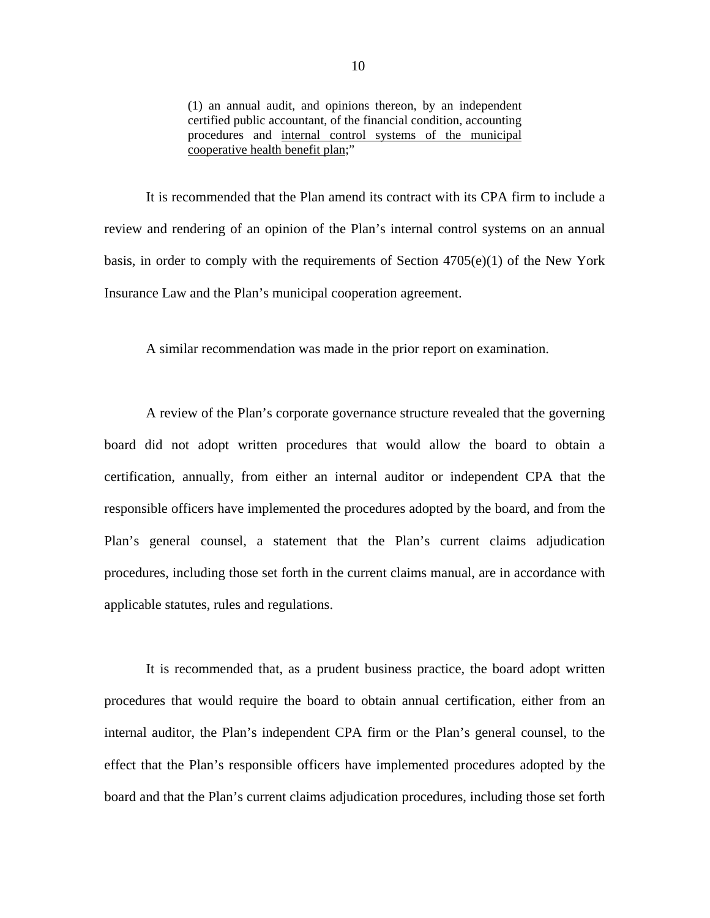> (1) an annual audit, and opinions thereon, by an independent certified public accountant, of the financial condition, accounting procedures and <u>internal control systems of the municipal cooperative health benefit plan</u>;"

It is recommended that the Plan amend its contract with its CPA firm to include a review and rendering of an opinion of the Plan's internal control systems on an annual basis, in order to comply with the requirements of Section 4705(e)(1) of the New York Insurance Law and the Plan's municipal cooperation agreement.

A similar recommendation was made in the prior report on examination.

A review of the Plan's corporate governance structure revealed that the governing board did not adopt written procedures that would allow the board to obtain a certification, annually, from either an internal auditor or independent CPA that the responsible officers have implemented the procedures adopted by the board, and from the Plan's general counsel, a statement that the Plan's current claims adjudication procedures, including those set forth in the current claims manual, are in accordance with applicable statutes, rules and regulations.

It is recommended that, as a prudent business practice, the board adopt written procedures that would require the board to obtain annual certification, either from an internal auditor, the Plan's independent CPA firm or the Plan's general counsel, to the effect that the Plan's responsible officers have implemented procedures adopted by the board and that the Plan's current claims adjudication procedures, including those set forth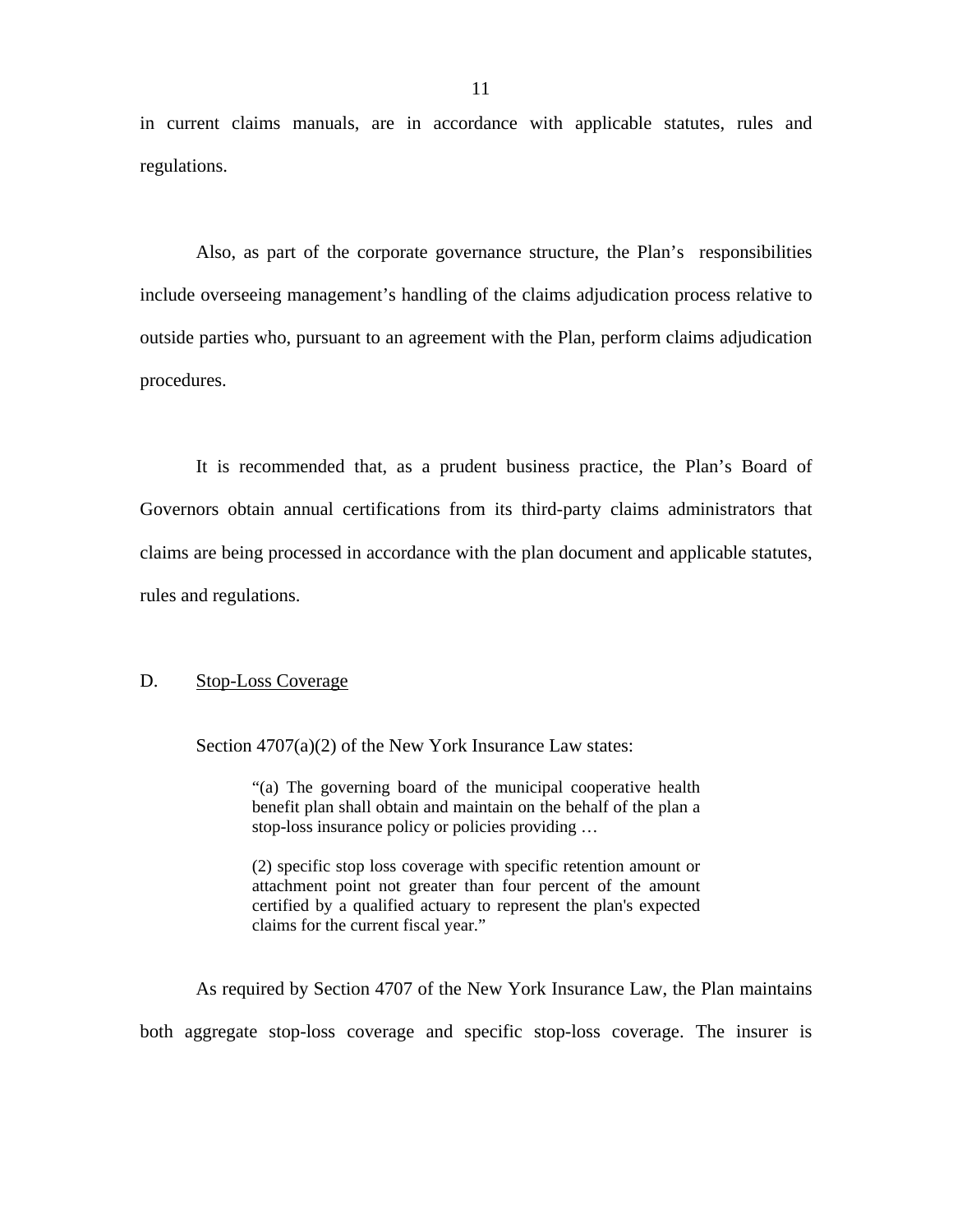in current claims manuals, are in accordance with applicable statutes, rules and regulations.

Also, as part of the corporate governance structure, the Plan's responsibilities include overseeing management's handling of the claims adjudication process relative to outside parties who, pursuant to an agreement with the Plan, perform claims adjudication procedures.

It is recommended that, as a prudent business practice, the Plan's Board of Governors obtain annual certifications from its third-party claims administrators that claims are being processed in accordance with the plan document and applicable statutes, rules and regulations.

## D. Stop-Loss Coverage

Section 4707(a)(2) of the New York Insurance Law states:

> "(a) The governing board of the municipal cooperative health benefit plan shall obtain and maintain on the behalf of the plan a stop-loss insurance policy or policies providing …
>
> (2) specific stop loss coverage with specific retention amount or attachment point not greater than four percent of the amount certified by a qualified actuary to represent the plan's expected claims for the current fiscal year."

As required by Section 4707 of the New York Insurance Law, the Plan maintains both aggregate stop-loss coverage and specific stop-loss coverage. The insurer is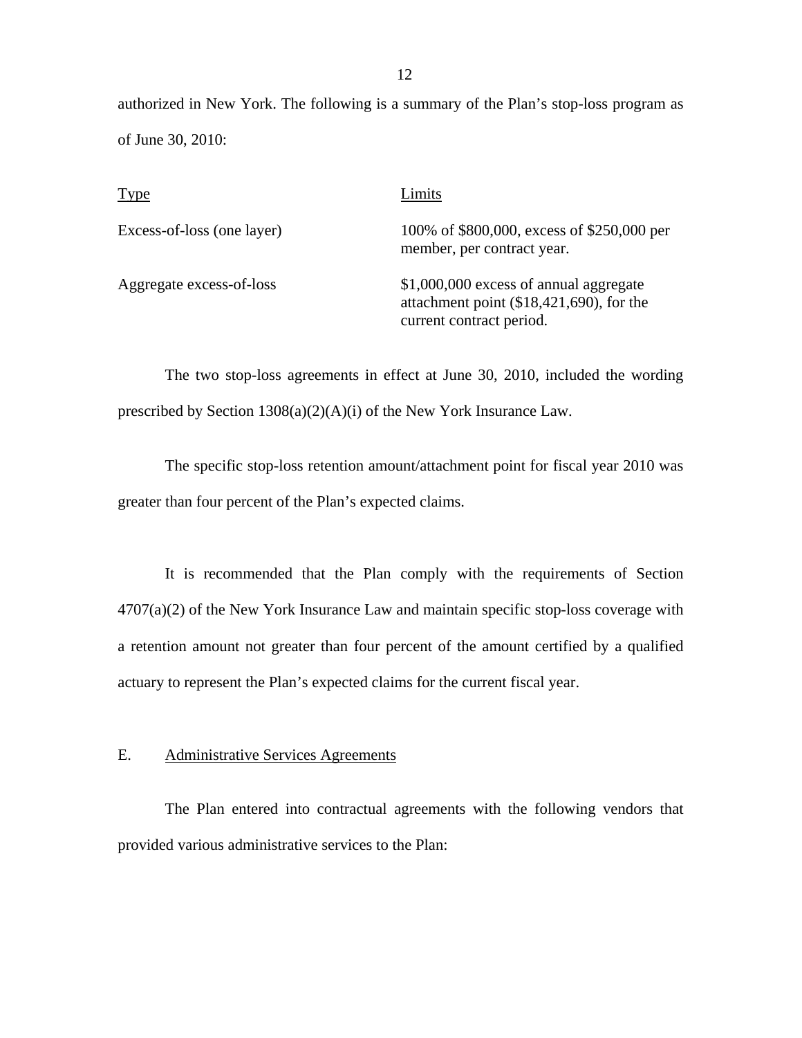authorized in New York. The following is a summary of the Plan's stop-loss program as of June 30, 2010:

| Type | Limits |
| --- | --- |
| Excess-of-loss (one layer) | 100% of $800,000, excess of $250,000 per member, per contract year. |
| Aggregate excess-of-loss | $1,000,000 excess of annual aggregate attachment point ($18,421,690), for the current contract period. |

The two stop-loss agreements in effect at June 30, 2010, included the wording prescribed by Section 1308(a)(2)(A)(i) of the New York Insurance Law.

The specific stop-loss retention amount/attachment point for fiscal year 2010 was greater than four percent of the Plan's expected claims.

It is recommended that the Plan comply with the requirements of Section 4707(a)(2) of the New York Insurance Law and maintain specific stop-loss coverage with a retention amount not greater than four percent of the amount certified by a qualified actuary to represent the Plan's expected claims for the current fiscal year.

## E. Administrative Services Agreements

The Plan entered into contractual agreements with the following vendors that provided various administrative services to the Plan: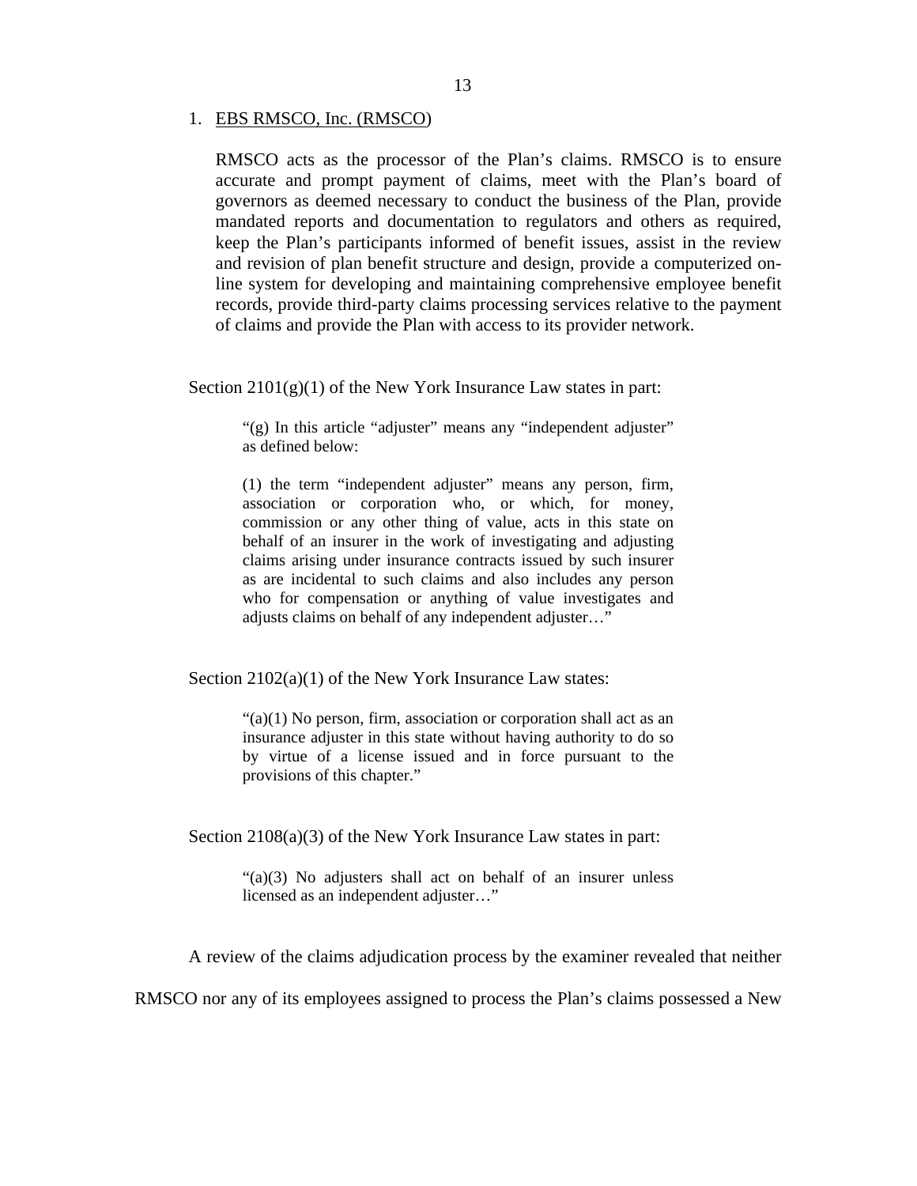1. EBS RMSCO, Inc. (RMSCO)

   RMSCO acts as the processor of the Plan's claims. RMSCO is to ensure accurate and prompt payment of claims, meet with the Plan's board of governors as deemed necessary to conduct the business of the Plan, provide mandated reports and documentation to regulators and others as required, keep the Plan's participants informed of benefit issues, assist in the review and revision of plan benefit structure and design, provide a computerized on-line system for developing and maintaining comprehensive employee benefit records, provide third-party claims processing services relative to the payment of claims and provide the Plan with access to its provider network.

Section 2101(g)(1) of the New York Insurance Law states in part:

> "(g) In this article "adjuster" means any "independent adjuster" as defined below:
>
> (1) the term "independent adjuster" means any person, firm, association or corporation who, or which, for money, commission or any other thing of value, acts in this state on behalf of an insurer in the work of investigating and adjusting claims arising under insurance contracts issued by such insurer as are incidental to such claims and also includes any person who for compensation or anything of value investigates and adjusts claims on behalf of any independent adjuster…"

Section 2102(a)(1) of the New York Insurance Law states:

> "(a)(1) No person, firm, association or corporation shall act as an insurance adjuster in this state without having authority to do so by virtue of a license issued and in force pursuant to the provisions of this chapter."

Section 2108(a)(3) of the New York Insurance Law states in part:

> "(a)(3) No adjusters shall act on behalf of an insurer unless licensed as an independent adjuster…"

A review of the claims adjudication process by the examiner revealed that neither RMSCO nor any of its employees assigned to process the Plan's claims possessed a New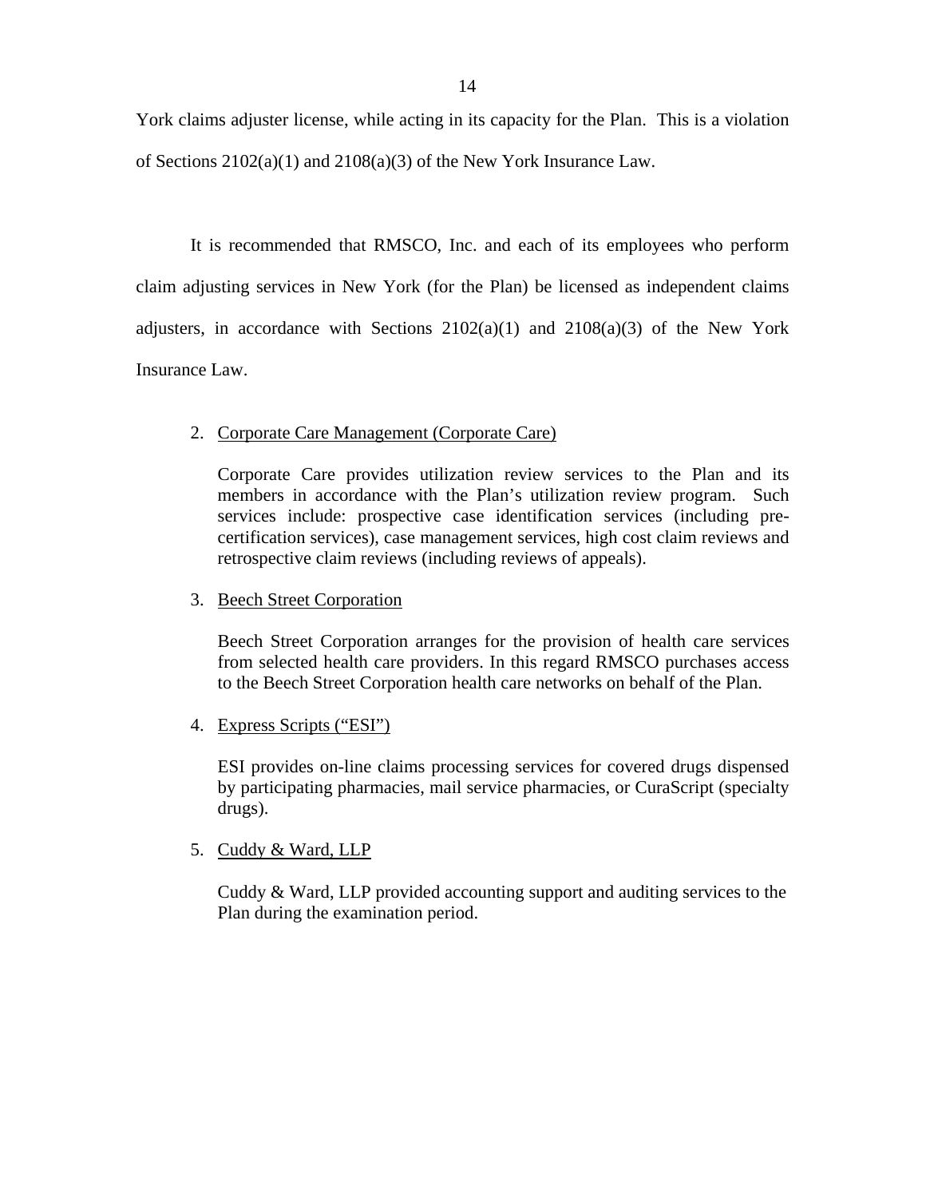York claims adjuster license, while acting in its capacity for the Plan. This is a violation of Sections 2102(a)(1) and 2108(a)(3) of the New York Insurance Law.

It is recommended that RMSCO, Inc. and each of its employees who perform claim adjusting services in New York (for the Plan) be licensed as independent claims adjusters, in accordance with Sections 2102(a)(1) and 2108(a)(3) of the New York Insurance Law.

2. <u>Corporate Care Management (Corporate Care)</u>

   Corporate Care provides utilization review services to the Plan and its members in accordance with the Plan's utilization review program. Such services include: prospective case identification services (including pre-certification services), case management services, high cost claim reviews and retrospective claim reviews (including reviews of appeals).

3. <u>Beech Street Corporation</u>

   Beech Street Corporation arranges for the provision of health care services from selected health care providers. In this regard RMSCO purchases access to the Beech Street Corporation health care networks on behalf of the Plan.

4. <u>Express Scripts ("ESI")</u>

   ESI provides on-line claims processing services for covered drugs dispensed by participating pharmacies, mail service pharmacies, or CuraScript (specialty drugs).

5. <u>Cuddy & Ward, LLP</u>

   Cuddy & Ward, LLP provided accounting support and auditing services to the Plan during the examination period.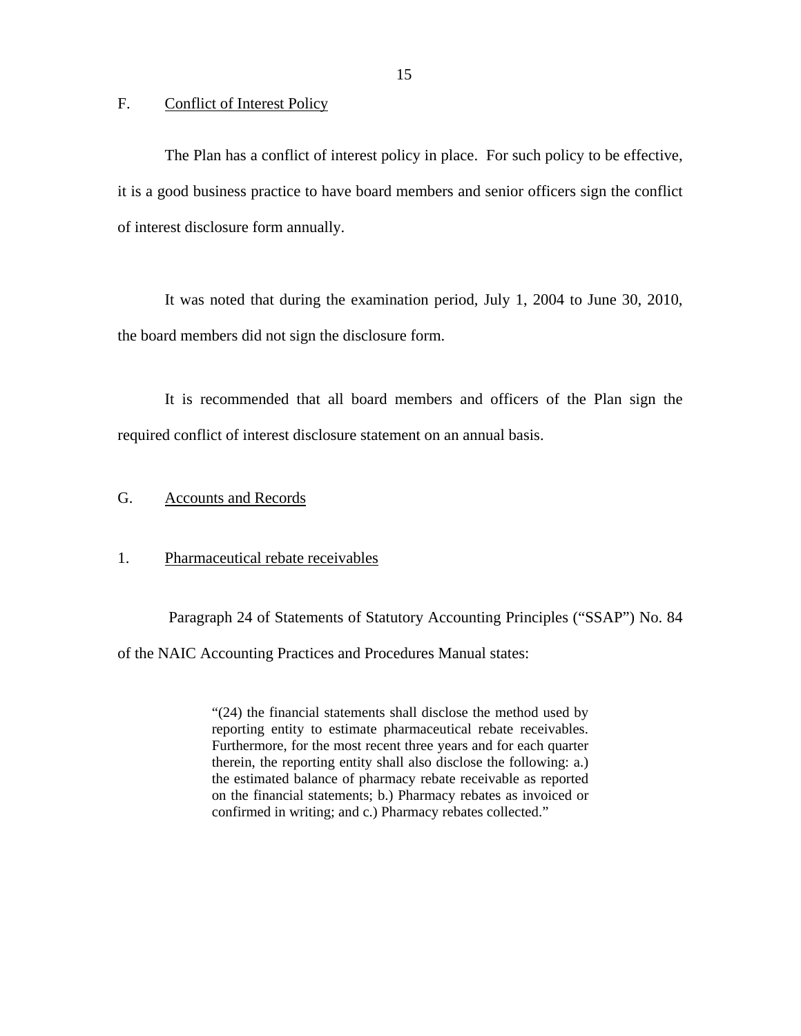## F. Conflict of Interest Policy

The Plan has a conflict of interest policy in place. For such policy to be effective, it is a good business practice to have board members and senior officers sign the conflict of interest disclosure form annually.

It was noted that during the examination period, July 1, 2004 to June 30, 2010, the board members did not sign the disclosure form.

It is recommended that all board members and officers of the Plan sign the required conflict of interest disclosure statement on an annual basis.

## G. Accounts and Records

### 1. Pharmaceutical rebate receivables

Paragraph 24 of Statements of Statutory Accounting Principles ("SSAP") No. 84 of the NAIC Accounting Practices and Procedures Manual states:

> "(24) the financial statements shall disclose the method used by reporting entity to estimate pharmaceutical rebate receivables. Furthermore, for the most recent three years and for each quarter therein, the reporting entity shall also disclose the following: a.) the estimated balance of pharmacy rebate receivable as reported on the financial statements; b.) Pharmacy rebates as invoiced or confirmed in writing; and c.) Pharmacy rebates collected."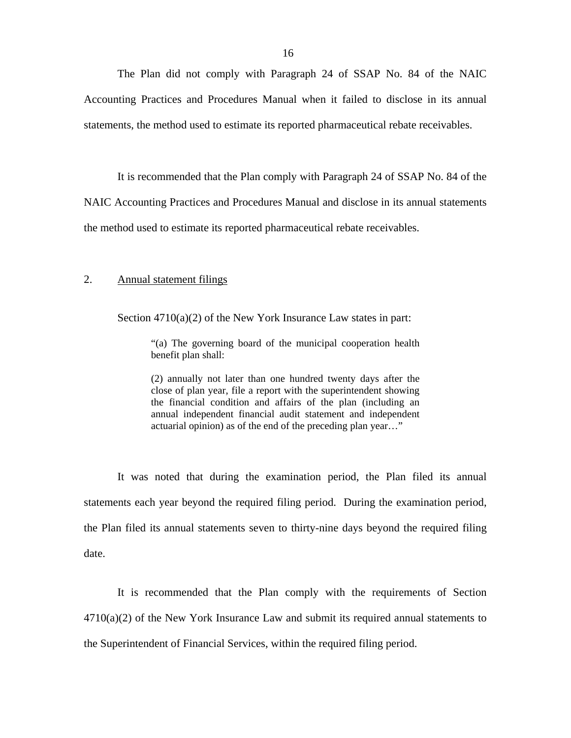The Plan did not comply with Paragraph 24 of SSAP No. 84 of the NAIC Accounting Practices and Procedures Manual when it failed to disclose in its annual statements, the method used to estimate its reported pharmaceutical rebate receivables.

It is recommended that the Plan comply with Paragraph 24 of SSAP No. 84 of the NAIC Accounting Practices and Procedures Manual and disclose in its annual statements the method used to estimate its reported pharmaceutical rebate receivables.

2. Annual statement filings

Section 4710(a)(2) of the New York Insurance Law states in part:

> "(a) The governing board of the municipal cooperation health benefit plan shall:
>
> (2) annually not later than one hundred twenty days after the close of plan year, file a report with the superintendent showing the financial condition and affairs of the plan (including an annual independent financial audit statement and independent actuarial opinion) as of the end of the preceding plan year…"

It was noted that during the examination period, the Plan filed its annual statements each year beyond the required filing period. During the examination period, the Plan filed its annual statements seven to thirty-nine days beyond the required filing date.

It is recommended that the Plan comply with the requirements of Section 4710(a)(2) of the New York Insurance Law and submit its required annual statements to the Superintendent of Financial Services, within the required filing period.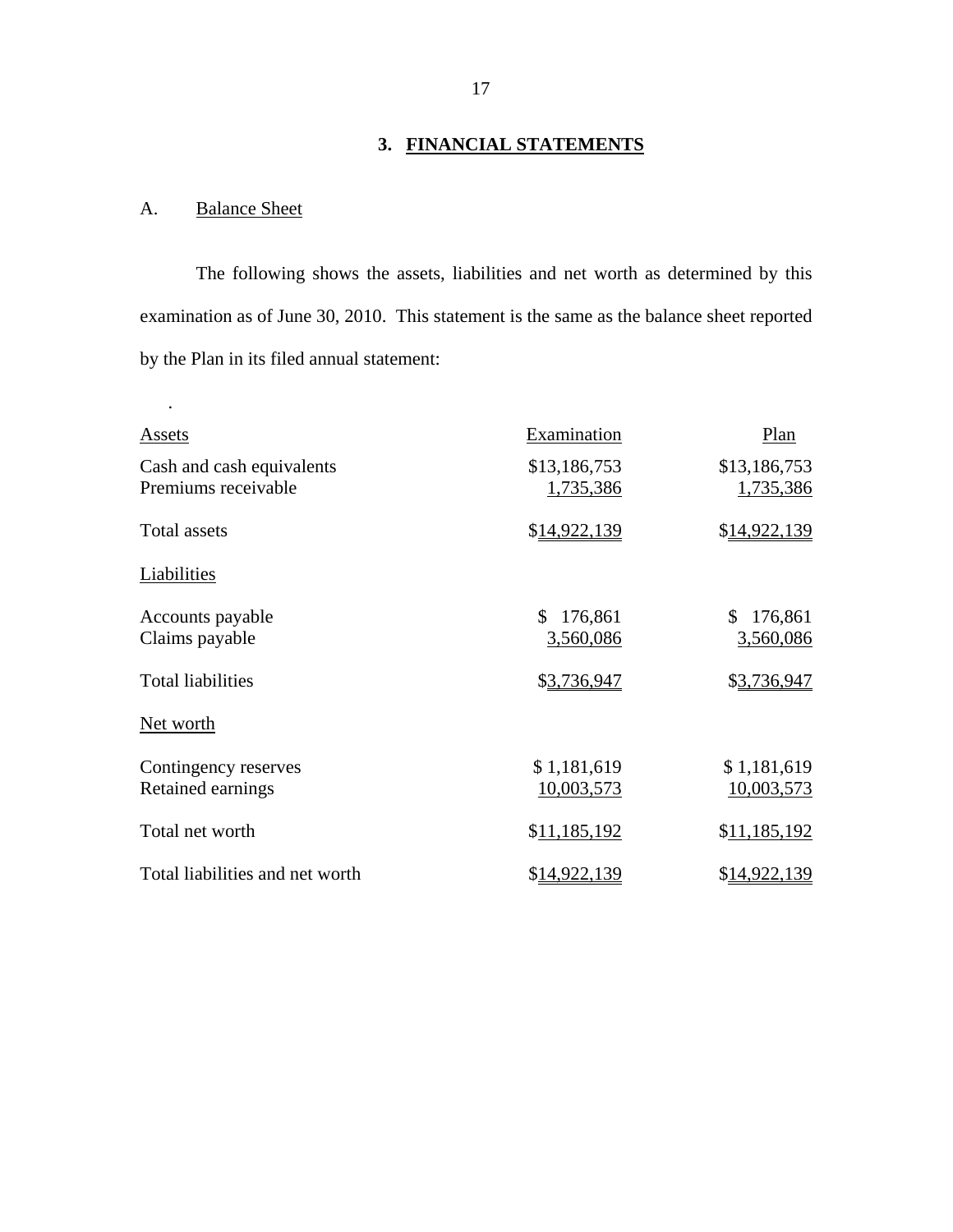## 3. FINANCIAL STATEMENTS

### A. Balance Sheet

The following shows the assets, liabilities and net worth as determined by this examination as of June 30, 2010. This statement is the same as the balance sheet reported by the Plan in its filed annual statement:

| Assets | Examination | Plan |
|---|---|---|
| Cash and cash equivalents | $13,186,753 | $13,186,753 |
| Premiums receivable | 1,735,386 | 1,735,386 |
| Total assets | $14,922,139 | $14,922,139 |
| Liabilities | | |
| Accounts payable | $ 176,861 | $ 176,861 |
| Claims payable | 3,560,086 | 3,560,086 |
| Total liabilities | $3,736,947 | $3,736,947 |
| Net worth | | |
| Contingency reserves | $ 1,181,619 | $ 1,181,619 |
| Retained earnings | 10,003,573 | 10,003,573 |
| Total net worth | $11,185,192 | $11,185,192 |
| Total liabilities and net worth | $14,922,139 | $14,922,139 |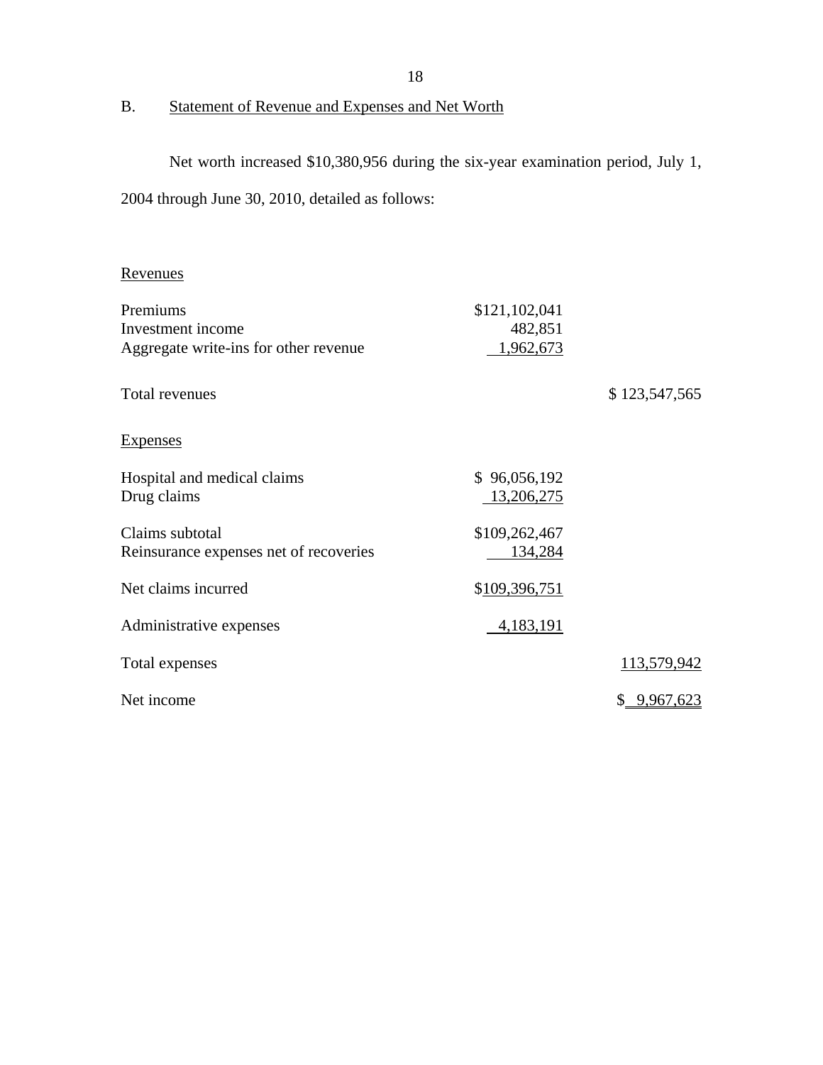## B. Statement of Revenue and Expenses and Net Worth

Net worth increased $10,380,956 during the six-year examination period, July 1, 2004 through June 30, 2010, detailed as follows:

| | | |
|---|---|---|
| Revenues | | |
| Premiums | $121,102,041 | |
| Investment income | 482,851 | |
| Aggregate write-ins for other revenue | 1,962,673 | |
| Total revenues | | $ 123,547,565 |
| Expenses | | |
| Hospital and medical claims | $ 96,056,192 | |
| Drug claims | 13,206,275 | |
| Claims subtotal | $109,262,467 | |
| Reinsurance expenses net of recoveries | 134,284 | |
| Net claims incurred | $109,396,751 | |
| Administrative expenses | 4,183,191 | |
| Total expenses | | 113,579,942 |
| Net income | | $ 9,967,623 |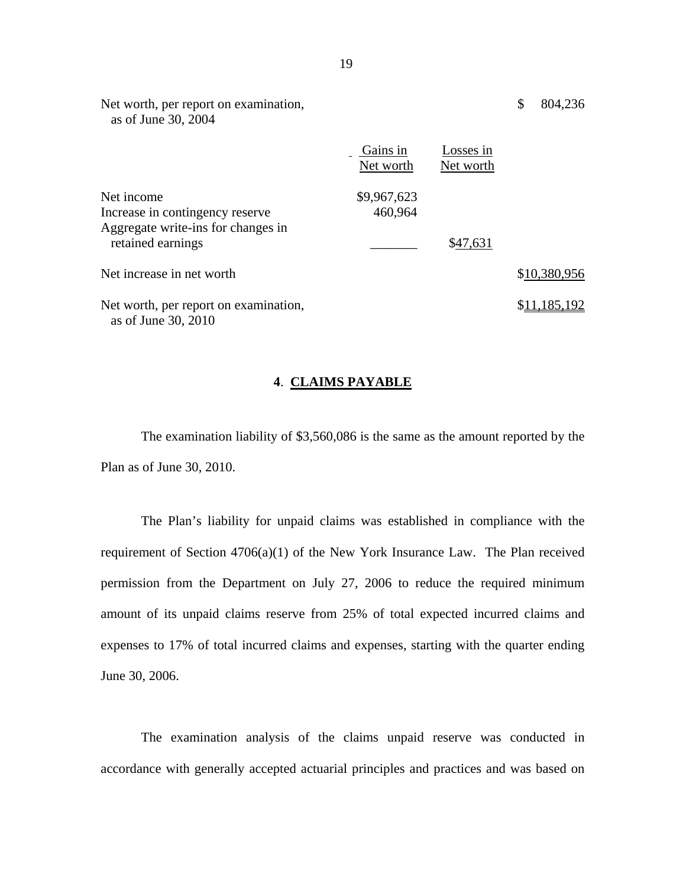| | Gains in Net worth | Losses in Net worth | |
|---|---|---|---|
| Net worth, per report on examination, as of June 30, 2004 | | | $ 804,236 |
| Net income | $9,967,623 | | |
| Increase in contingency reserve | 460,964 | | |
| Aggregate write-ins for changes in retained earnings | _______ | $47,631 | |
| Net increase in net worth | | | $10,380,956 |
| Net worth, per report on examination, as of June 30, 2010 | | | $11,185,192 |

## 4. CLAIMS PAYABLE

The examination liability of $3,560,086 is the same as the amount reported by the Plan as of June 30, 2010.

The Plan's liability for unpaid claims was established in compliance with the requirement of Section 4706(a)(1) of the New York Insurance Law. The Plan received permission from the Department on July 27, 2006 to reduce the required minimum amount of its unpaid claims reserve from 25% of total expected incurred claims and expenses to 17% of total incurred claims and expenses, starting with the quarter ending June 30, 2006.

The examination analysis of the claims unpaid reserve was conducted in accordance with generally accepted actuarial principles and practices and was based on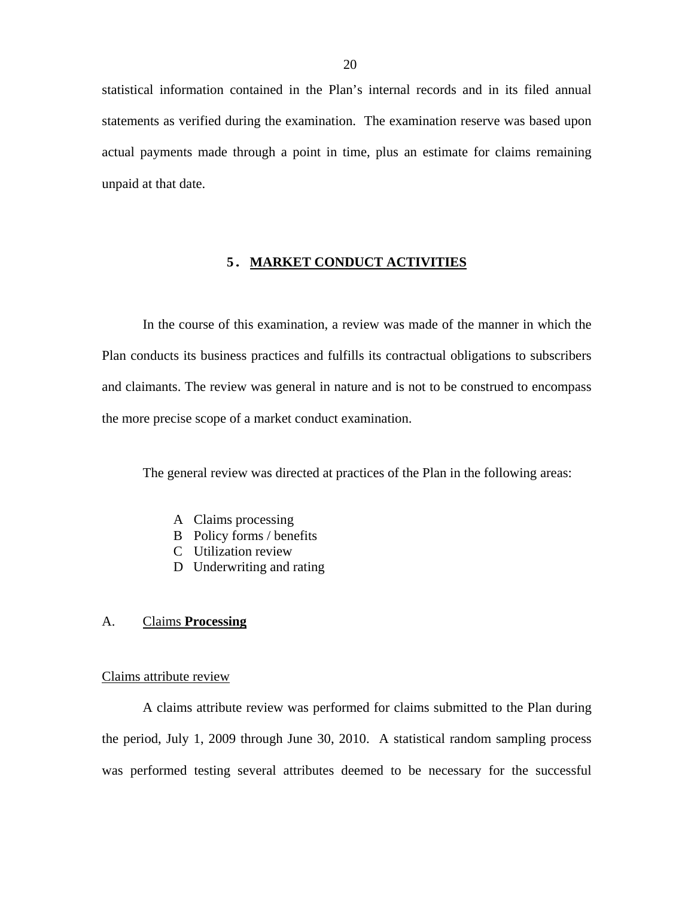statistical information contained in the Plan's internal records and in its filed annual statements as verified during the examination. The examination reserve was based upon actual payments made through a point in time, plus an estimate for claims remaining unpaid at that date.

## 5. MARKET CONDUCT ACTIVITIES

In the course of this examination, a review was made of the manner in which the Plan conducts its business practices and fulfills its contractual obligations to subscribers and claimants. The review was general in nature and is not to be construed to encompass the more precise scope of a market conduct examination.

The general review was directed at practices of the Plan in the following areas:

- A Claims processing
- B Policy forms / benefits
- C Utilization review
- D Underwriting and rating

### A. Claims **Processing**

Claims attribute review

A claims attribute review was performed for claims submitted to the Plan during the period, July 1, 2009 through June 30, 2010. A statistical random sampling process was performed testing several attributes deemed to be necessary for the successful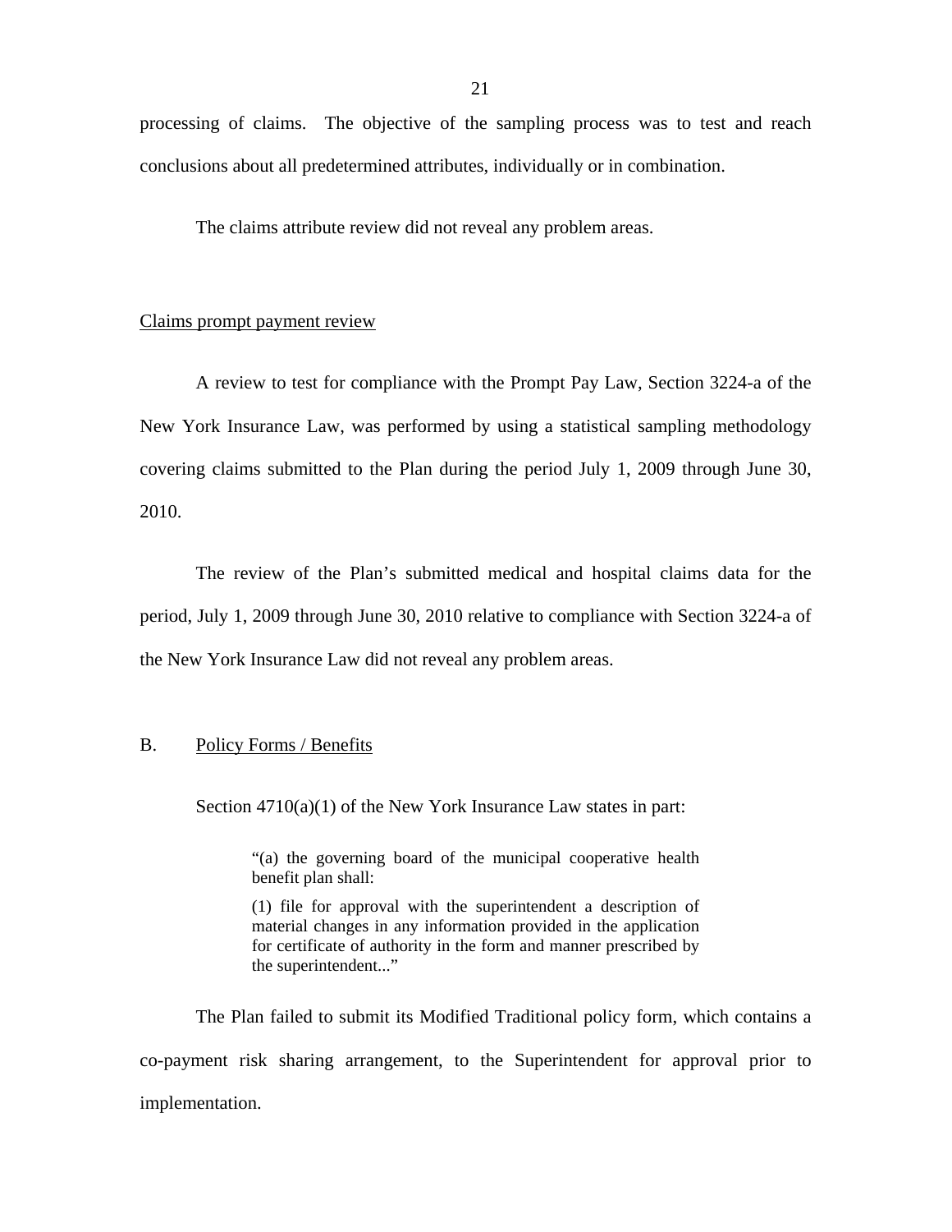processing of claims. The objective of the sampling process was to test and reach conclusions about all predetermined attributes, individually or in combination.

The claims attribute review did not reveal any problem areas.

Claims prompt payment review

A review to test for compliance with the Prompt Pay Law, Section 3224-a of the New York Insurance Law, was performed by using a statistical sampling methodology covering claims submitted to the Plan during the period July 1, 2009 through June 30, 2010.

The review of the Plan's submitted medical and hospital claims data for the period, July 1, 2009 through June 30, 2010 relative to compliance with Section 3224-a of the New York Insurance Law did not reveal any problem areas.

## B. Policy Forms / Benefits

Section 4710(a)(1) of the New York Insurance Law states in part:

> "(a) the governing board of the municipal cooperative health benefit plan shall:
>
> (1) file for approval with the superintendent a description of material changes in any information provided in the application for certificate of authority in the form and manner prescribed by the superintendent..."

The Plan failed to submit its Modified Traditional policy form, which contains a co-payment risk sharing arrangement, to the Superintendent for approval prior to implementation.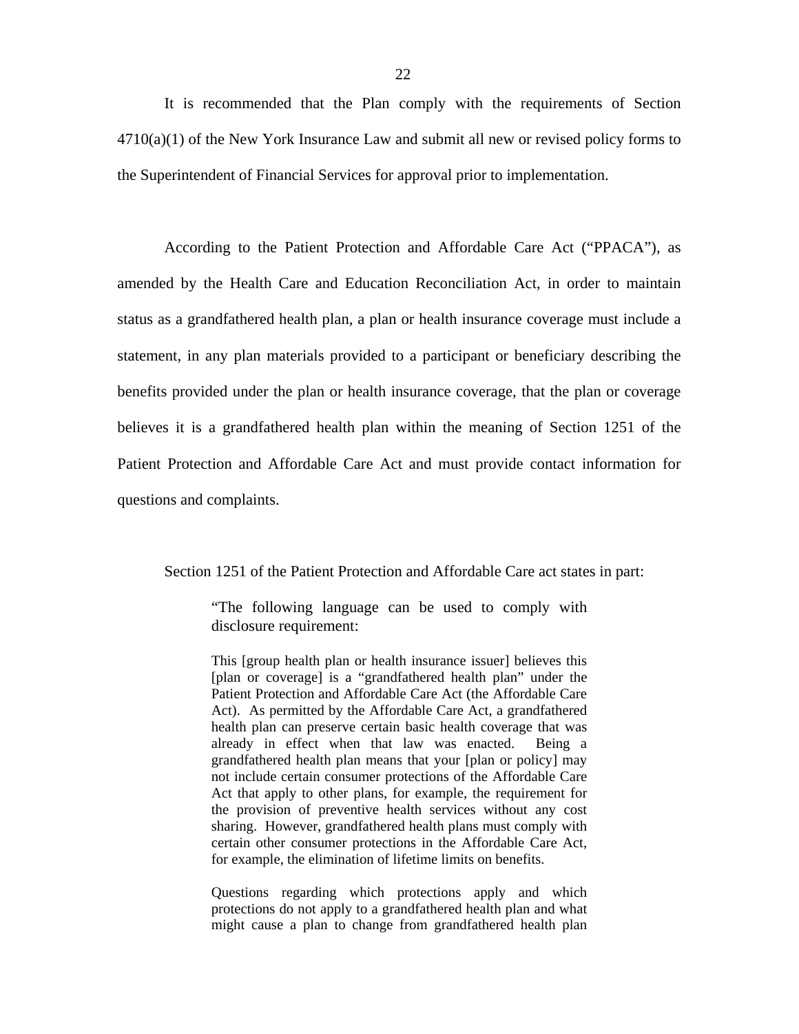It is recommended that the Plan comply with the requirements of Section 4710(a)(1) of the New York Insurance Law and submit all new or revised policy forms to the Superintendent of Financial Services for approval prior to implementation.

According to the Patient Protection and Affordable Care Act ("PPACA"), as amended by the Health Care and Education Reconciliation Act, in order to maintain status as a grandfathered health plan, a plan or health insurance coverage must include a statement, in any plan materials provided to a participant or beneficiary describing the benefits provided under the plan or health insurance coverage, that the plan or coverage believes it is a grandfathered health plan within the meaning of Section 1251 of the Patient Protection and Affordable Care Act and must provide contact information for questions and complaints.

Section 1251 of the Patient Protection and Affordable Care act states in part:

> "The following language can be used to comply with disclosure requirement:
>
> This [group health plan or health insurance issuer] believes this [plan or coverage] is a "grandfathered health plan" under the Patient Protection and Affordable Care Act (the Affordable Care Act). As permitted by the Affordable Care Act, a grandfathered health plan can preserve certain basic health coverage that was already in effect when that law was enacted. Being a grandfathered health plan means that your [plan or policy] may not include certain consumer protections of the Affordable Care Act that apply to other plans, for example, the requirement for the provision of preventive health services without any cost sharing. However, grandfathered health plans must comply with certain other consumer protections in the Affordable Care Act, for example, the elimination of lifetime limits on benefits.
>
> Questions regarding which protections apply and which protections do not apply to a grandfathered health plan and what might cause a plan to change from grandfathered health plan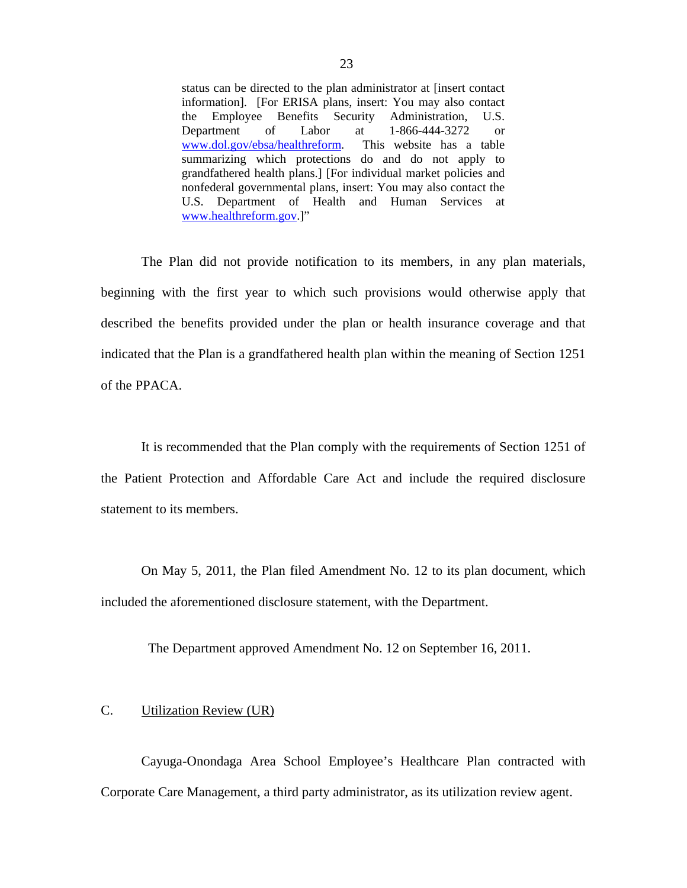> status can be directed to the plan administrator at [insert contact information]. [For ERISA plans, insert: You may also contact the Employee Benefits Security Administration, U.S. Department of Labor at 1-866-444-3272 or www.dol.gov/ebsa/healthreform. This website has a table summarizing which protections do and do not apply to grandfathered health plans.] [For individual market policies and nonfederal governmental plans, insert: You may also contact the U.S. Department of Health and Human Services at www.healthreform.gov.]"

The Plan did not provide notification to its members, in any plan materials, beginning with the first year to which such provisions would otherwise apply that described the benefits provided under the plan or health insurance coverage and that indicated that the Plan is a grandfathered health plan within the meaning of Section 1251 of the PPACA.

It is recommended that the Plan comply with the requirements of Section 1251 of the Patient Protection and Affordable Care Act and include the required disclosure statement to its members.

On May 5, 2011, the Plan filed Amendment No. 12 to its plan document, which included the aforementioned disclosure statement, with the Department.

The Department approved Amendment No. 12 on September 16, 2011.

## C. Utilization Review (UR)

Cayuga-Onondaga Area School Employee's Healthcare Plan contracted with Corporate Care Management, a third party administrator, as its utilization review agent.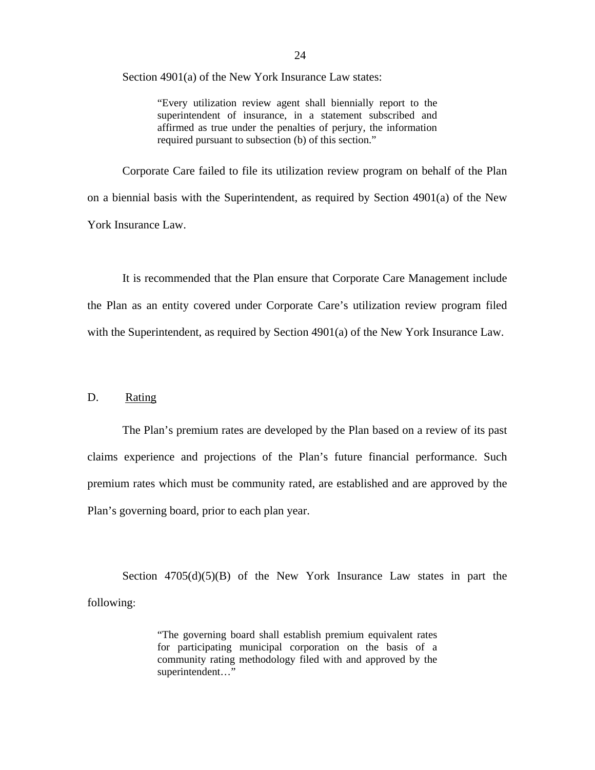Section 4901(a) of the New York Insurance Law states:

> "Every utilization review agent shall biennially report to the superintendent of insurance, in a statement subscribed and affirmed as true under the penalties of perjury, the information required pursuant to subsection (b) of this section."

Corporate Care failed to file its utilization review program on behalf of the Plan on a biennial basis with the Superintendent, as required by Section 4901(a) of the New York Insurance Law.

It is recommended that the Plan ensure that Corporate Care Management include the Plan as an entity covered under Corporate Care's utilization review program filed with the Superintendent, as required by Section 4901(a) of the New York Insurance Law.

## D. Rating

The Plan's premium rates are developed by the Plan based on a review of its past claims experience and projections of the Plan's future financial performance. Such premium rates which must be community rated, are established and are approved by the Plan's governing board, prior to each plan year.

Section 4705(d)(5)(B) of the New York Insurance Law states in part the following:

> "The governing board shall establish premium equivalent rates for participating municipal corporation on the basis of a community rating methodology filed with and approved by the superintendent…"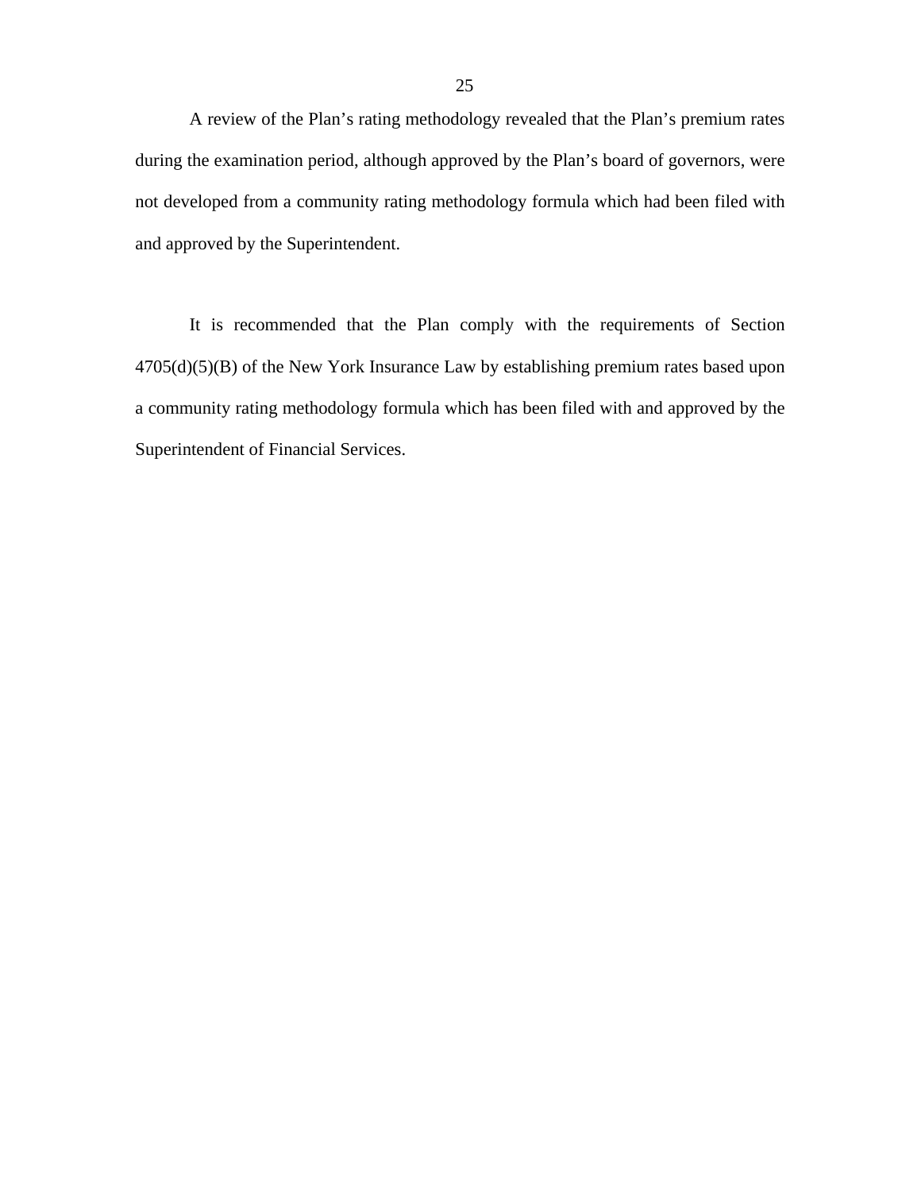A review of the Plan's rating methodology revealed that the Plan's premium rates during the examination period, although approved by the Plan's board of governors, were not developed from a community rating methodology formula which had been filed with and approved by the Superintendent.

It is recommended that the Plan comply with the requirements of Section 4705(d)(5)(B) of the New York Insurance Law by establishing premium rates based upon a community rating methodology formula which has been filed with and approved by the Superintendent of Financial Services.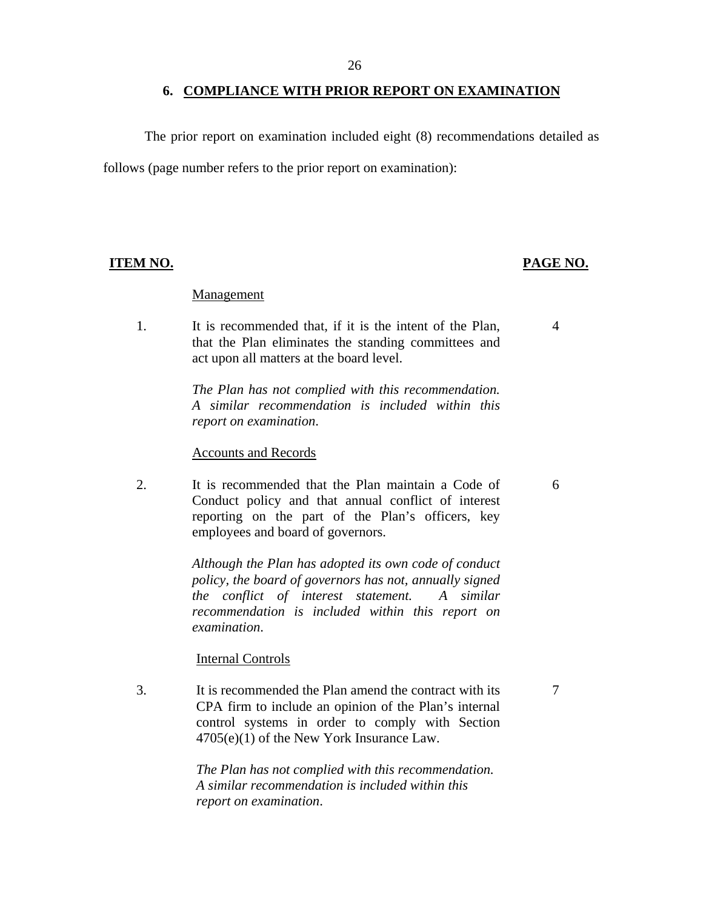## 6. COMPLIANCE WITH PRIOR REPORT ON EXAMINATION

The prior report on examination included eight (8) recommendations detailed as follows (page number refers to the prior report on examination):

| ITEM NO. | | PAGE NO. |
|---|---|---|
| | Management | |
| 1. | It is recommended that, if it is the intent of the Plan, that the Plan eliminates the standing committees and act upon all matters at the board level.<br><br>*The Plan has not complied with this recommendation. A similar recommendation is included within this report on examination.* | 4 |
| | Accounts and Records | |
| 2. | It is recommended that the Plan maintain a Code of Conduct policy and that annual conflict of interest reporting on the part of the Plan's officers, key employees and board of governors.<br><br>*Although the Plan has adopted its own code of conduct policy, the board of governors has not, annually signed the conflict of interest statement. A similar recommendation is included within this report on examination.* | 6 |
| | Internal Controls | |
| 3. | It is recommended the Plan amend the contract with its CPA firm to include an opinion of the Plan's internal control systems in order to comply with Section 4705(e)(1) of the New York Insurance Law.<br><br>*The Plan has not complied with this recommendation. A similar recommendation is included within this report on examination.* | 7 |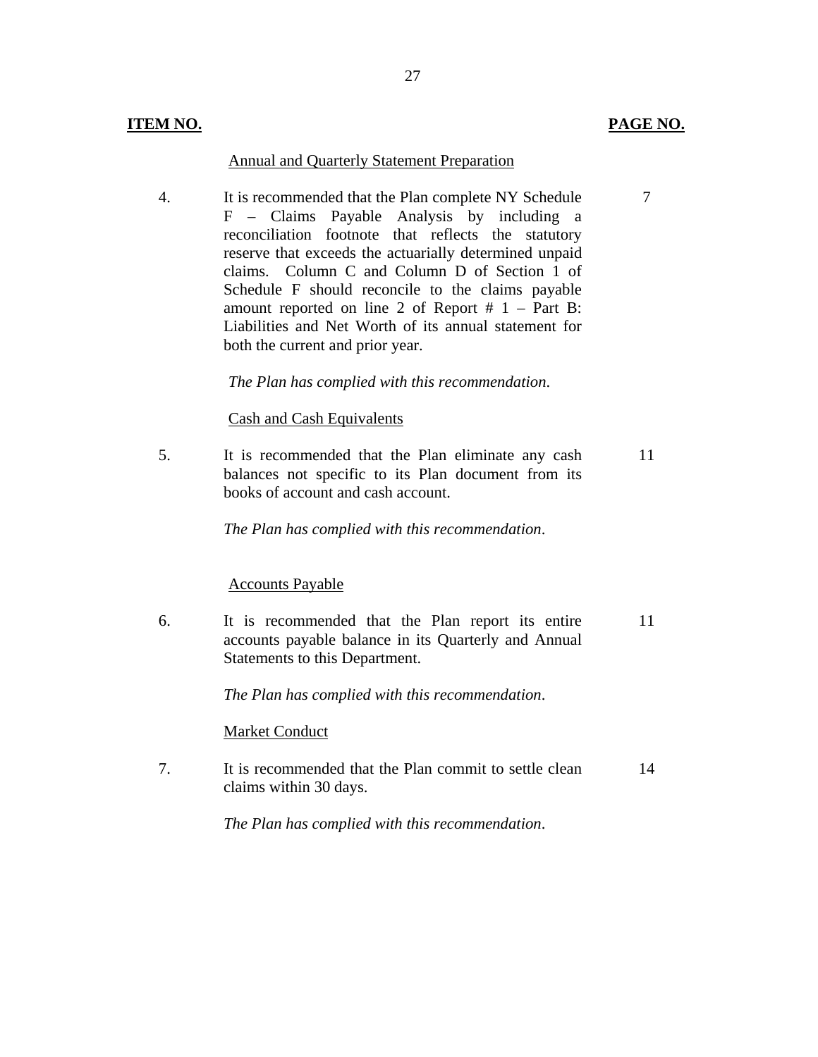| ITEM NO. | | PAGE NO. |
|---|---|---|
| | Annual and Quarterly Statement Preparation | |
| 4. | It is recommended that the Plan complete NY Schedule F – Claims Payable Analysis by including a reconciliation footnote that reflects the statutory reserve that exceeds the actuarially determined unpaid claims. Column C and Column D of Section 1 of Schedule F should reconcile to the claims payable amount reported on line 2 of Report # 1 – Part B: Liabilities and Net Worth of its annual statement for both the current and prior year. | 7 |
| | *The Plan has complied with this recommendation.* | |
| | Cash and Cash Equivalents | |
| 5. | It is recommended that the Plan eliminate any cash balances not specific to its Plan document from its books of account and cash account. | 11 |
| | *The Plan has complied with this recommendation.* | |
| | Accounts Payable | |
| 6. | It is recommended that the Plan report its entire accounts payable balance in its Quarterly and Annual Statements to this Department. | 11 |
| | *The Plan has complied with this recommendation.* | |
| | Market Conduct | |
| 7. | It is recommended that the Plan commit to settle clean claims within 30 days. | 14 |
| | *The Plan has complied with this recommendation.* | |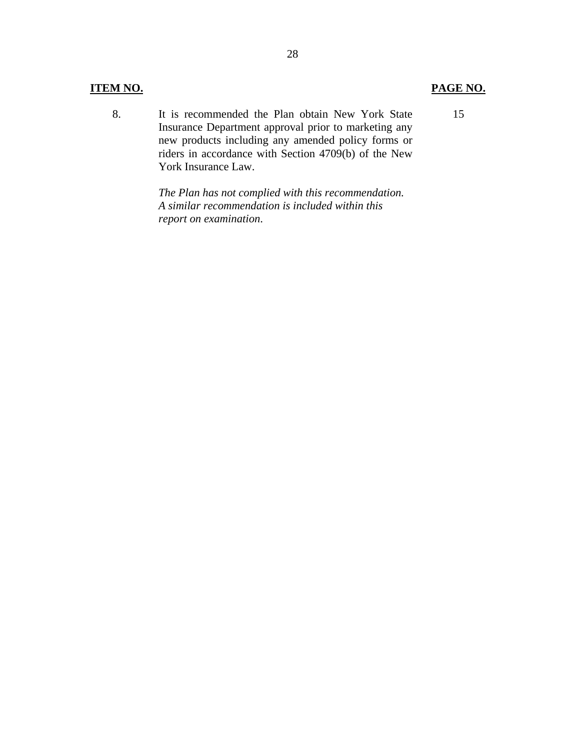| ITEM NO. | | PAGE NO. |
|---|---|---|
| 8. | It is recommended the Plan obtain New York State Insurance Department approval prior to marketing any new products including any amended policy forms or riders in accordance with Section 4709(b) of the New York Insurance Law.<br><br>*The Plan has not complied with this recommendation. A similar recommendation is included within this report on examination.* | 15 |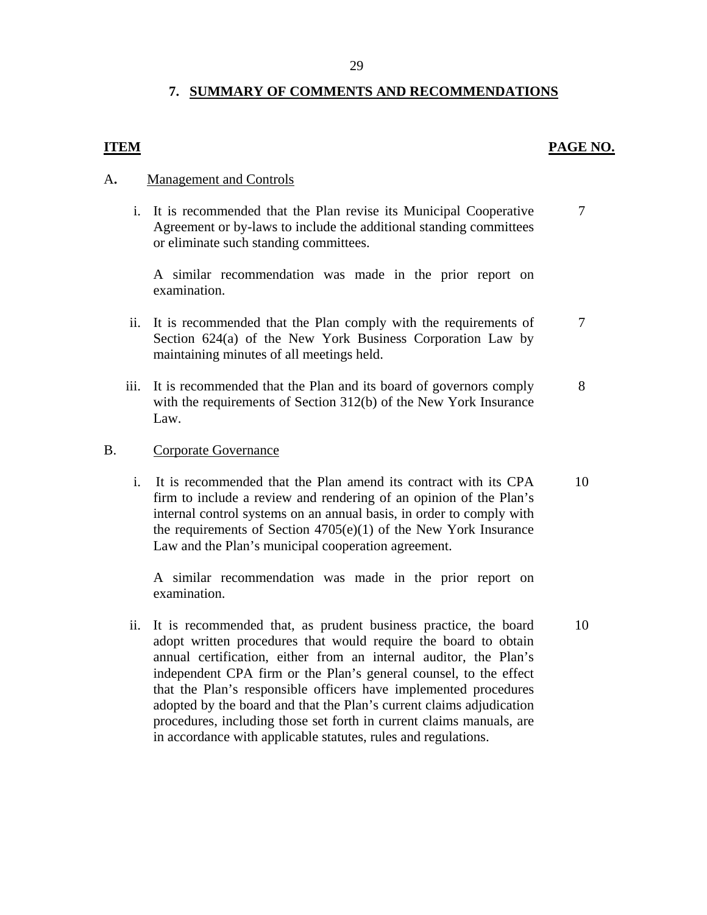## 7. SUMMARY OF COMMENTS AND RECOMMENDATIONS

| ITEM | | PAGE NO. |
|---|---|---|
| **A.** | **Management and Controls** | |
| i. | It is recommended that the Plan revise its Municipal Cooperative Agreement or by-laws to include the additional standing committees or eliminate such standing committees.<br><br>A similar recommendation was made in the prior report on examination. | 7 |
| ii. | It is recommended that the Plan comply with the requirements of Section 624(a) of the New York Business Corporation Law by maintaining minutes of all meetings held. | 7 |
| iii. | It is recommended that the Plan and its board of governors comply with the requirements of Section 312(b) of the New York Insurance Law. | 8 |
| **B.** | **Corporate Governance** | |
| i. | It is recommended that the Plan amend its contract with its CPA firm to include a review and rendering of an opinion of the Plan's internal control systems on an annual basis, in order to comply with the requirements of Section 4705(e)(1) of the New York Insurance Law and the Plan's municipal cooperation agreement.<br><br>A similar recommendation was made in the prior report on examination. | 10 |
| ii. | It is recommended that, as prudent business practice, the board adopt written procedures that would require the board to obtain annual certification, either from an internal auditor, the Plan's independent CPA firm or the Plan's general counsel, to the effect that the Plan's responsible officers have implemented procedures adopted by the board and that the Plan's current claims adjudication procedures, including those set forth in current claims manuals, are in accordance with applicable statutes, rules and regulations. | 10 |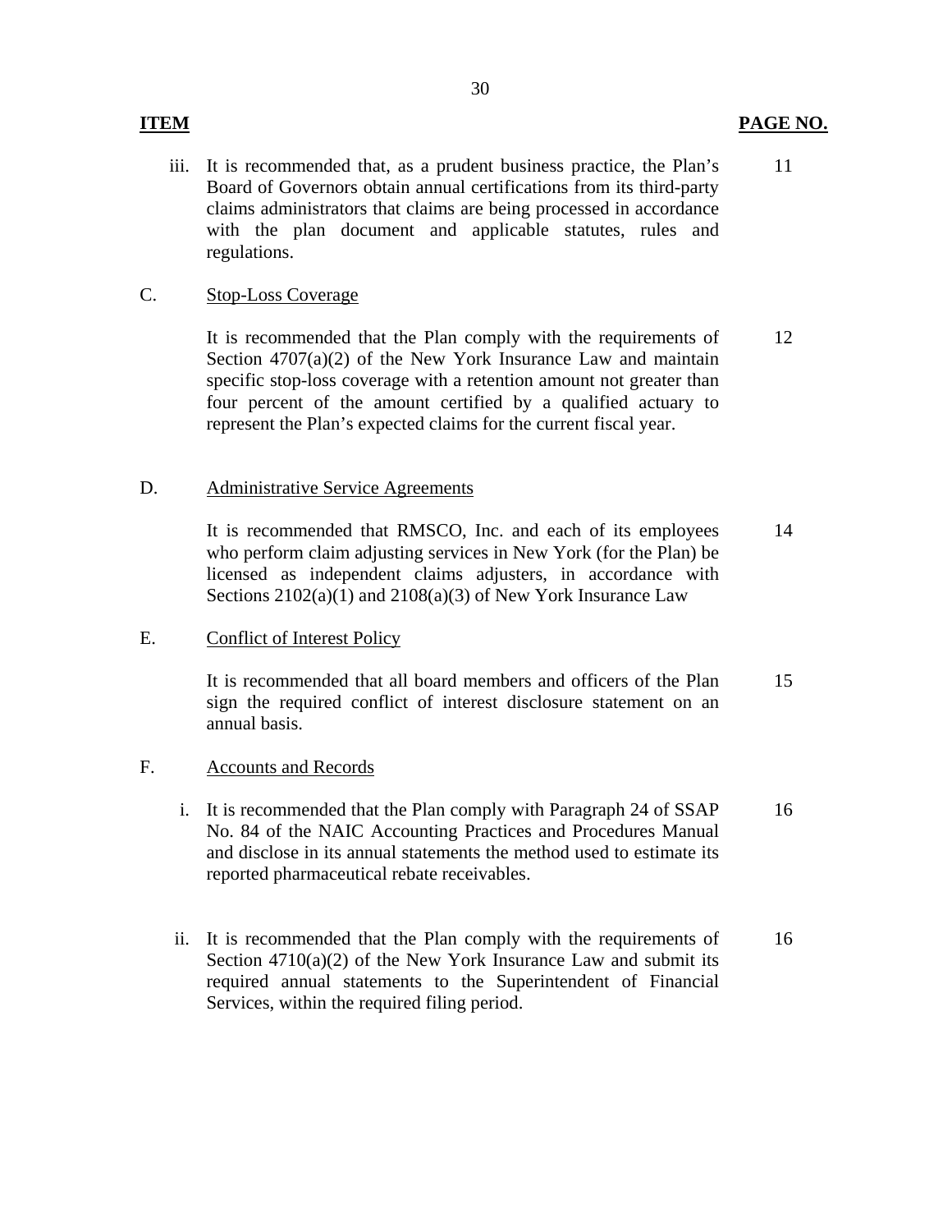| ITEM | | PAGE NO. |
|---|---|---|
| | iii. It is recommended that, as a prudent business practice, the Plan's Board of Governors obtain annual certifications from its third-party claims administrators that claims are being processed in accordance with the plan document and applicable statutes, rules and regulations. | 11 |
| C. | Stop-Loss Coverage | |
| | It is recommended that the Plan comply with the requirements of Section 4707(a)(2) of the New York Insurance Law and maintain specific stop-loss coverage with a retention amount not greater than four percent of the amount certified by a qualified actuary to represent the Plan's expected claims for the current fiscal year. | 12 |
| D. | Administrative Service Agreements | |
| | It is recommended that RMSCO, Inc. and each of its employees who perform claim adjusting services in New York (for the Plan) be licensed as independent claims adjusters, in accordance with Sections 2102(a)(1) and 2108(a)(3) of New York Insurance Law | 14 |
| E. | Conflict of Interest Policy | |
| | It is recommended that all board members and officers of the Plan sign the required conflict of interest disclosure statement on an annual basis. | 15 |
| F. | Accounts and Records | |
| | i. It is recommended that the Plan comply with Paragraph 24 of SSAP No. 84 of the NAIC Accounting Practices and Procedures Manual and disclose in its annual statements the method used to estimate its reported pharmaceutical rebate receivables. | 16 |
| | ii. It is recommended that the Plan comply with the requirements of Section 4710(a)(2) of the New York Insurance Law and submit its required annual statements to the Superintendent of Financial Services, within the required filing period. | 16 |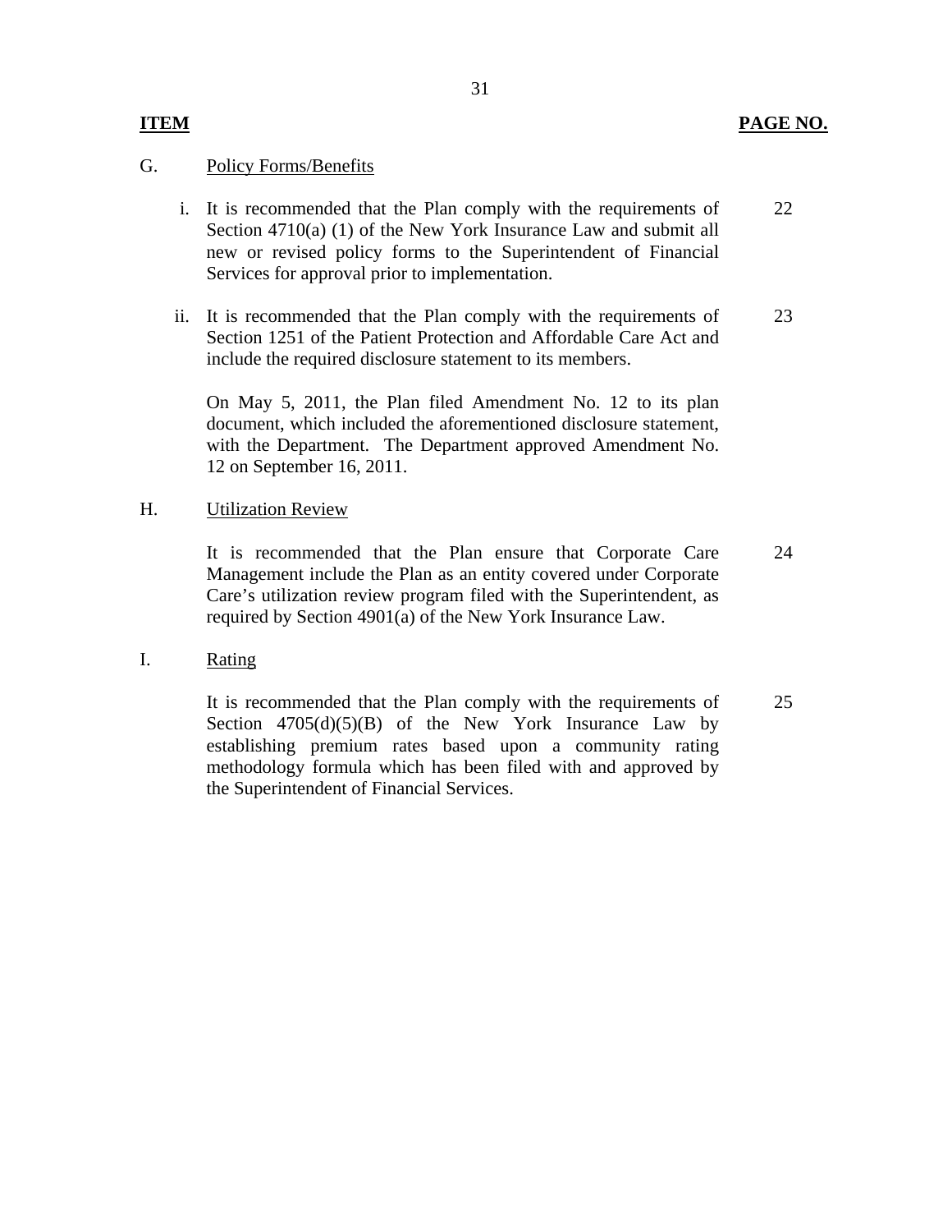| ITEM | | PAGE NO. |
|---|---|---|
| G. | Policy Forms/Benefits | |
| | i. It is recommended that the Plan comply with the requirements of Section 4710(a) (1) of the New York Insurance Law and submit all new or revised policy forms to the Superintendent of Financial Services for approval prior to implementation. | 22 |
| | ii. It is recommended that the Plan comply with the requirements of Section 1251 of the Patient Protection and Affordable Care Act and include the required disclosure statement to its members. | 23 |
| | On May 5, 2011, the Plan filed Amendment No. 12 to its plan document, which included the aforementioned disclosure statement, with the Department. The Department approved Amendment No. 12 on September 16, 2011. | |
| H. | Utilization Review | |
| | It is recommended that the Plan ensure that Corporate Care Management include the Plan as an entity covered under Corporate Care's utilization review program filed with the Superintendent, as required by Section 4901(a) of the New York Insurance Law. | 24 |
| I. | Rating | |
| | It is recommended that the Plan comply with the requirements of Section 4705(d)(5)(B) of the New York Insurance Law by establishing premium rates based upon a community rating methodology formula which has been filed with and approved by the Superintendent of Financial Services. | 25 |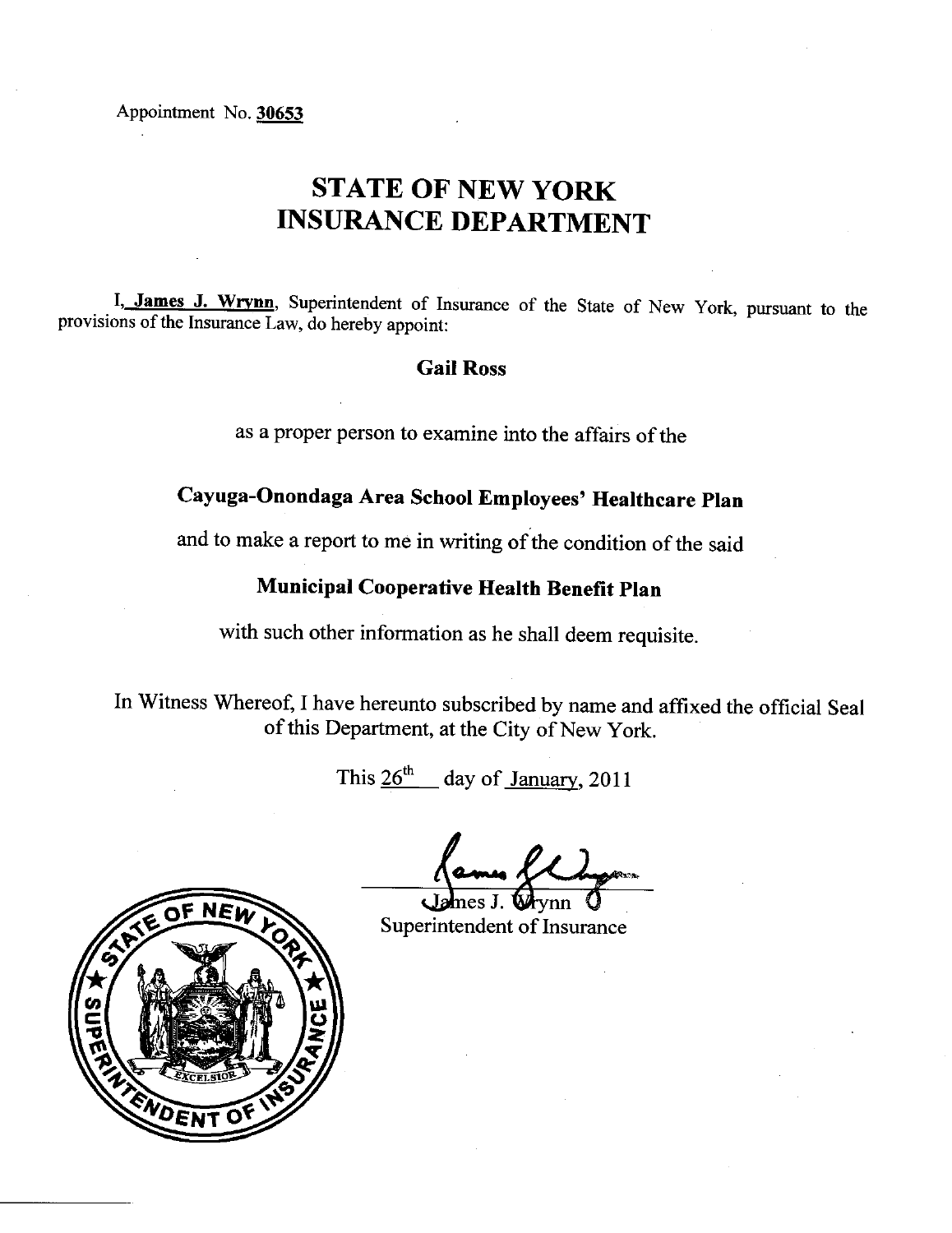Appointment No. **30653**

# STATE OF NEW YORK
# INSURANCE DEPARTMENT

I, **James J. Wrynn**, Superintendent of Insurance of the State of New York, pursuant to the provisions of the Insurance Law, do hereby appoint:

**Gail Ross**

as a proper person to examine into the affairs of the

**Cayuga-Onondaga Area School Employees' Healthcare Plan**

and to make a report to me in writing of the condition of the said

**Municipal Cooperative Health Benefit Plan**

with such other information as he shall deem requisite.

In Witness Whereof, I have hereunto subscribed by name and affixed the official Seal of this Department, at the City of New York.

This 26th day of January, 2011

James J. Wrynn
Superintendent of Insurance

STATE OF NEW YORK SUPERINTENDENT OF INSURANCE
EXCELSIOR